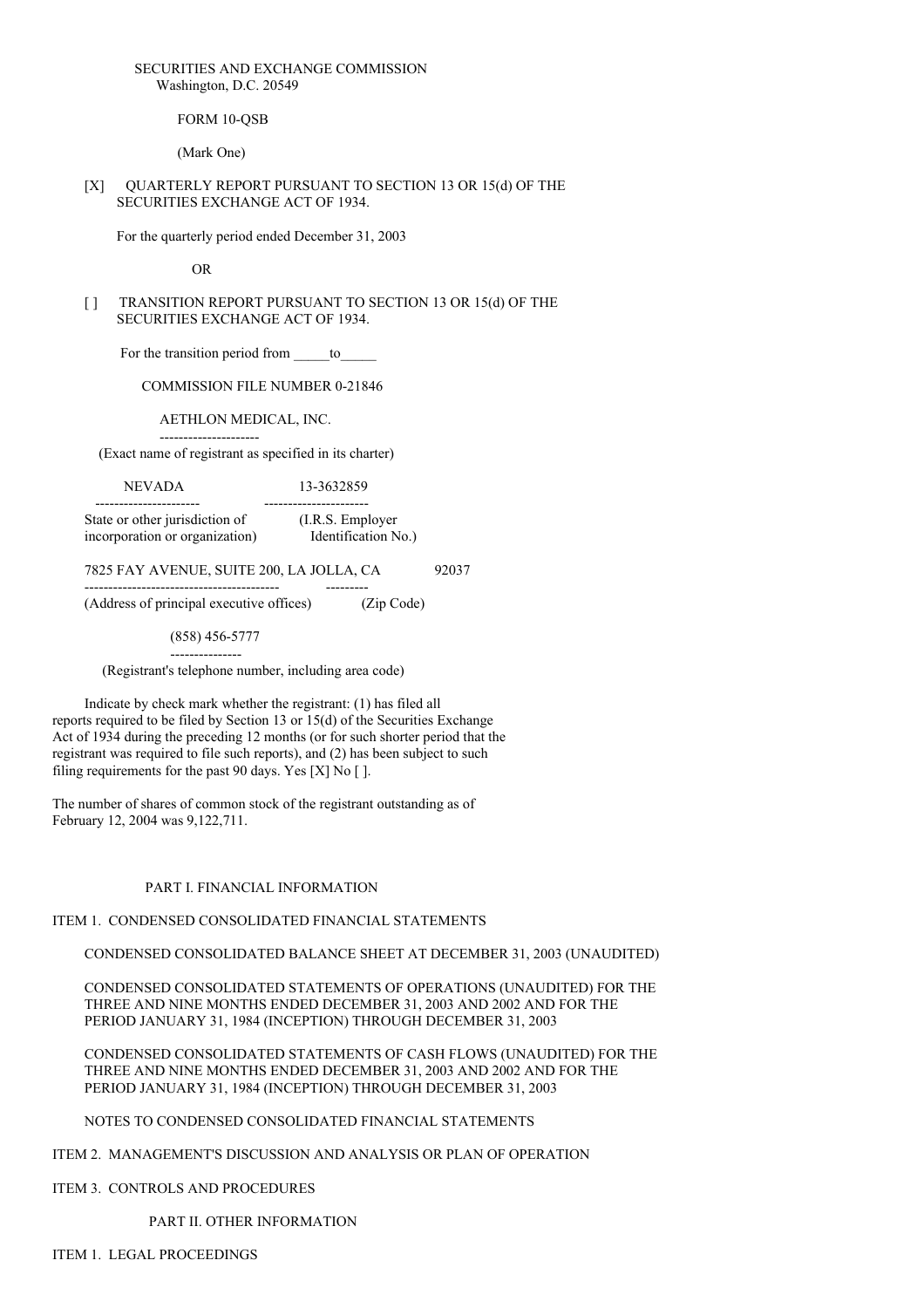SECURITIES AND EXCHANGE COMMISSION
Washington, D.C. 20549

FORM 10-QSB

(Mark One)

[X] QUARTERLY REPORT PURSUANT TO SECTION 13 OR 15(d) OF THE SECURITIES EXCHANGE ACT OF 1934.

For the quarterly period ended December 31, 2003

OR

[ ] TRANSITION REPORT PURSUANT TO SECTION 13 OR 15(d) OF THE SECURITIES EXCHANGE ACT OF 1934.

For the transition period from _____to_____

COMMISSION FILE NUMBER 0-21846

AETHLON MEDICAL, INC.
(Exact name of registrant as specified in its charter)

| NEVADA | 13-3632859 |
|---|---|
| State or other jurisdiction of incorporation or organization) | (I.R.S. Employer Identification No.) |

| 7825 FAY AVENUE, SUITE 200, LA JOLLA, CA | 92037 |
|---|---|
| (Address of principal executive offices) | (Zip Code) |

(858) 456-5777
(Registrant's telephone number, including area code)

Indicate by check mark whether the registrant: (1) has filed all reports required to be filed by Section 13 or 15(d) of the Securities Exchange Act of 1934 during the preceding 12 months (or for such shorter period that the registrant was required to file such reports), and (2) has been subject to such filing requirements for the past 90 days. Yes [X] No [ ].

The number of shares of common stock of the registrant outstanding as of February 12, 2004 was 9,122,711.

PART I. FINANCIAL INFORMATION

ITEM 1. CONDENSED CONSOLIDATED FINANCIAL STATEMENTS

CONDENSED CONSOLIDATED BALANCE SHEET AT DECEMBER 31, 2003 (UNAUDITED)

CONDENSED CONSOLIDATED STATEMENTS OF OPERATIONS (UNAUDITED) FOR THE THREE AND NINE MONTHS ENDED DECEMBER 31, 2003 AND 2002 AND FOR THE PERIOD JANUARY 31, 1984 (INCEPTION) THROUGH DECEMBER 31, 2003

CONDENSED CONSOLIDATED STATEMENTS OF CASH FLOWS (UNAUDITED) FOR THE THREE AND NINE MONTHS ENDED DECEMBER 31, 2003 AND 2002 AND FOR THE PERIOD JANUARY 31, 1984 (INCEPTION) THROUGH DECEMBER 31, 2003

NOTES TO CONDENSED CONSOLIDATED FINANCIAL STATEMENTS

ITEM 2. MANAGEMENT'S DISCUSSION AND ANALYSIS OR PLAN OF OPERATION

ITEM 3. CONTROLS AND PROCEDURES

PART II. OTHER INFORMATION

ITEM 1. LEGAL PROCEEDINGS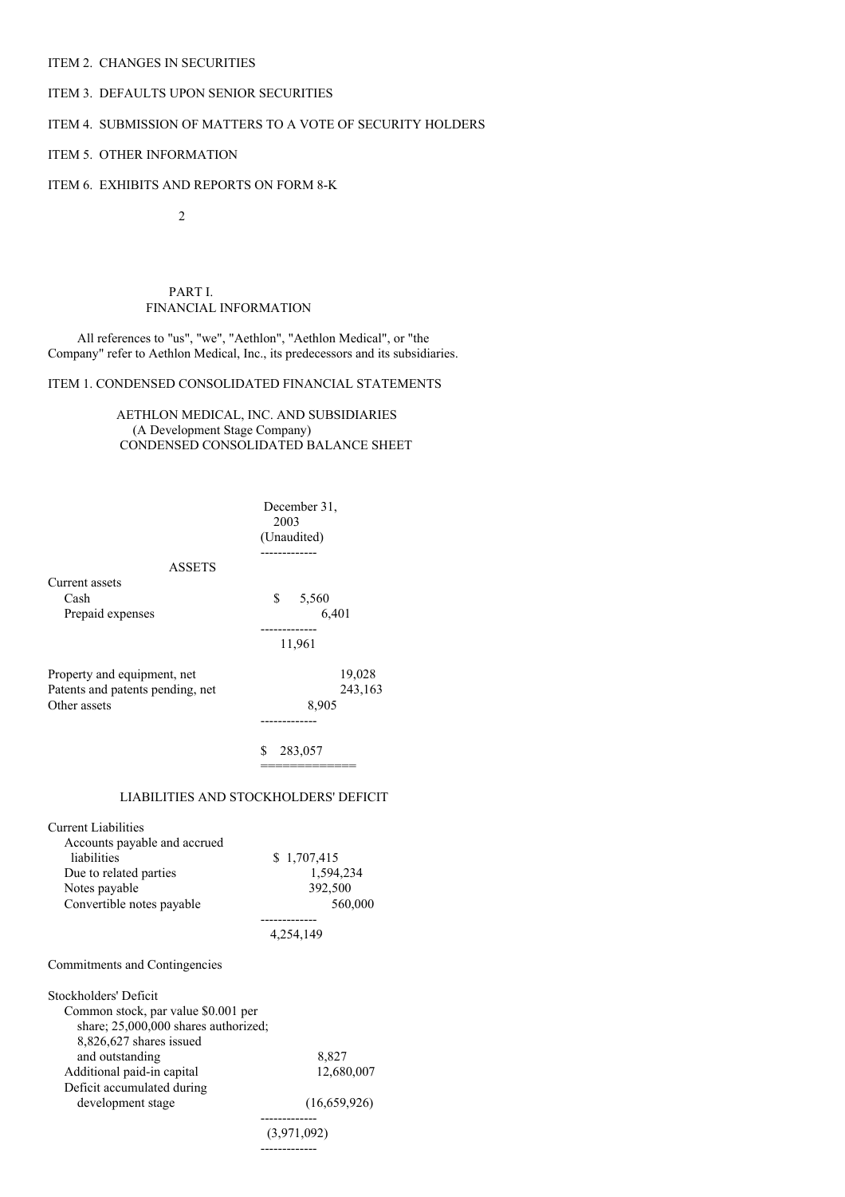ITEM 2. CHANGES IN SECURITIES

ITEM 3. DEFAULTS UPON SENIOR SECURITIES

ITEM 4. SUBMISSION OF MATTERS TO A VOTE OF SECURITY HOLDERS

ITEM 5. OTHER INFORMATION

ITEM 6. EXHIBITS AND REPORTS ON FORM 8-K

# PART I.
# FINANCIAL INFORMATION

All references to "us", "we", "Aethlon", "Aethlon Medical", or "the Company" refer to Aethlon Medical, Inc., its predecessors and its subsidiaries.

## ITEM 1. CONDENSED CONSOLIDATED FINANCIAL STATEMENTS

### AETHLON MEDICAL, INC. AND SUBSIDIARIES
### (A Development Stage Company)
### CONDENSED CONSOLIDATED BALANCE SHEET

| | December 31, 2003 (Unaudited) |
|---|---|
| **ASSETS** | |
| Current assets | |
| Cash | $ 5,560 |
| Prepaid expenses | 6,401 |
| | 11,961 |
| Property and equipment, net | 19,028 |
| Patents and patents pending, net | 243,163 |
| Other assets | 8,905 |
| | $ 283,057 |
| **LIABILITIES AND STOCKHOLDERS' DEFICIT** | |
| Current Liabilities | |
| Accounts payable and accrued liabilities | $ 1,707,415 |
| Due to related parties | 1,594,234 |
| Notes payable | 392,500 |
| Convertible notes payable | 560,000 |
| | 4,254,149 |
| Commitments and Contingencies | |
| Stockholders' Deficit | |
| Common stock, par value $0.001 per share; 25,000,000 shares authorized; 8,826,627 shares issued and outstanding | 8,827 |
| Additional paid-in capital | 12,680,007 |
| Deficit accumulated during development stage | (16,659,926) |
| | (3,971,092) |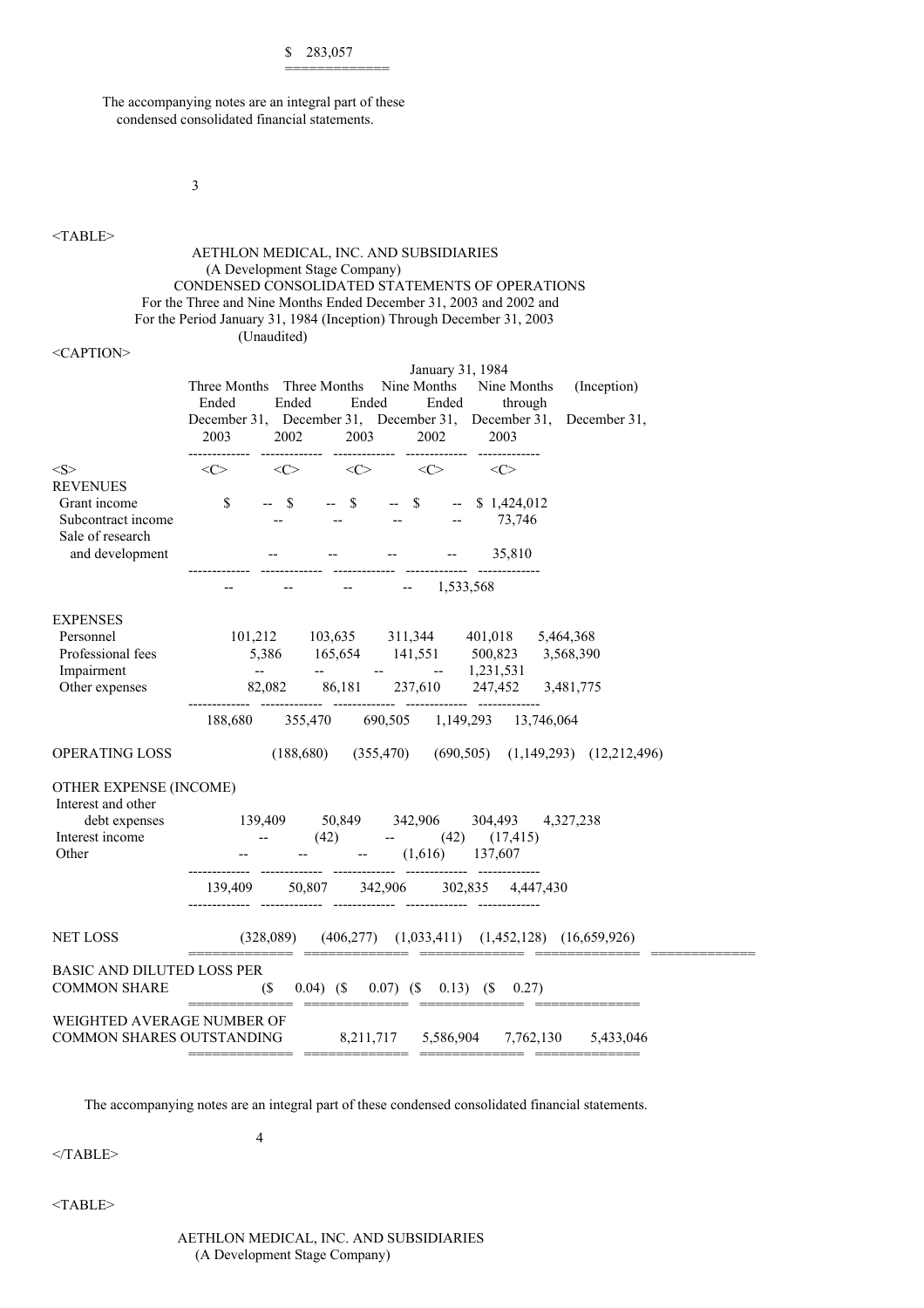$ 283,057

The accompanying notes are an integral part of these condensed consolidated financial statements.

AETHLON MEDICAL, INC. AND SUBSIDIARIES
(A Development Stage Company)
CONDENSED CONSOLIDATED STATEMENTS OF OPERATIONS
For the Three and Nine Months Ended December 31, 2003 and 2002 and
For the Period January 31, 1984 (Inception) Through December 31, 2003
(Unaudited)

| | Three Months Ended December 31, 2003 | Three Months Ended December 31, 2002 | Nine Months Ended December 31, 2003 | Nine Months Ended December 31, 2002 | January 31, 1984 (Inception) through December 31, 2003 |
|---|---|---|---|---|---|
| **REVENUES** | | | | | |
| Grant income | $ -- | $ -- | $ -- | $ -- | $ 1,424,012 |
| Subcontract income | -- | -- | -- | -- | 73,746 |
| Sale of research and development | -- | -- | -- | -- | 35,810 |
| | -- | -- | -- | -- | 1,533,568 |
| **EXPENSES** | | | | | |
| Personnel | 101,212 | 103,635 | 311,344 | 401,018 | 5,464,368 |
| Professional fees | 5,386 | 165,654 | 141,551 | 500,823 | 3,568,390 |
| Impairment | -- | -- | -- | -- | 1,231,531 |
| Other expenses | 82,082 | 86,181 | 237,610 | 247,452 | 3,481,775 |
| | 188,680 | 355,470 | 690,505 | 1,149,293 | 13,746,064 |
| OPERATING LOSS | (188,680) | (355,470) | (690,505) | (1,149,293) | (12,212,496) |
| **OTHER EXPENSE (INCOME)** | | | | | |
| Interest and other debt expenses | 139,409 | 50,849 | 342,906 | 304,493 | 4,327,238 |
| Interest income | -- | (42) | -- | (42) | (17,415) |
| Other | -- | -- | -- | (1,616) | 137,607 |
| | 139,409 | 50,807 | 342,906 | 302,835 | 4,447,430 |
| NET LOSS | (328,089) | (406,277) | (1,033,411) | (1,452,128) | (16,659,926) |
| BASIC AND DILUTED LOSS PER COMMON SHARE | ($ 0.04) | ($ 0.07) | ($ 0.13) | ($ 0.27) | |
| WEIGHTED AVERAGE NUMBER OF COMMON SHARES OUTSTANDING | 8,211,717 | 5,586,904 | 7,762,130 | 5,433,046 | |

The accompanying notes are an integral part of these condensed consolidated financial statements.

AETHLON MEDICAL, INC. AND SUBSIDIARIES
(A Development Stage Company)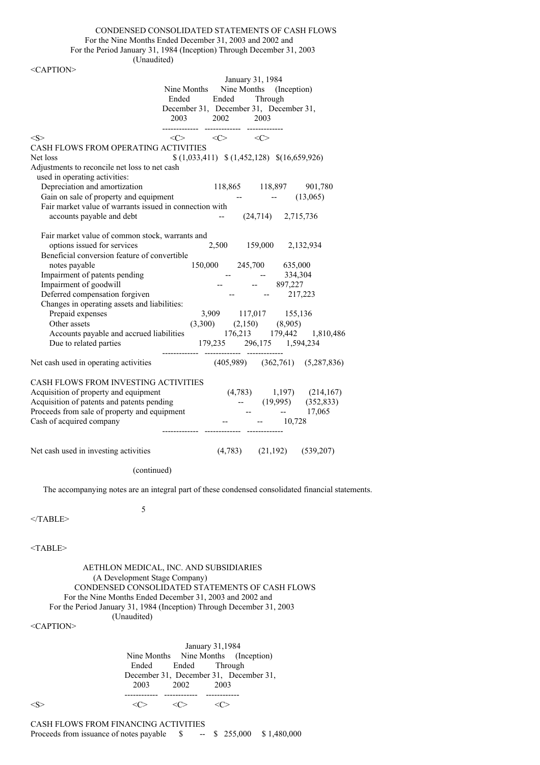CONDENSED CONSOLIDATED STATEMENTS OF CASH FLOWS
For the Nine Months Ended December 31, 2003 and 2002 and
For the Period January 31, 1984 (Inception) Through December 31, 2003
(Unaudited)

| | Nine Months Ended December 31, 2003 | Nine Months Ended December 31, 2002 | January 31, 1984 (Inception) Through December 31, 2003 |
|---|---|---|---|
| CASH FLOWS FROM OPERATING ACTIVITIES | | | |
| Net loss | $ (1,033,411) | $ (1,452,128) | $(16,659,926) |
| Adjustments to reconcile net loss to net cash used in operating activities: | | | |
| Depreciation and amortization | 118,865 | 118,897 | 901,780 |
| Gain on sale of property and equipment | -- | -- | (13,065) |
| Fair market value of warrants issued in connection with accounts payable and debt | -- | (24,714) | 2,715,736 |
| Fair market value of common stock, warrants and options issued for services | 2,500 | 159,000 | 2,132,934 |
| Beneficial conversion feature of convertible notes payable | 150,000 | 245,700 | 635,000 |
| Impairment of patents pending | -- | -- | 334,304 |
| Impairment of goodwill | -- | -- | 897,227 |
| Deferred compensation forgiven | -- | -- | 217,223 |
| Changes in operating assets and liabilities: | | | |
| Prepaid expenses | 3,909 | 117,017 | 155,136 |
| Other assets | (3,300) | (2,150) | (8,905) |
| Accounts payable and accrued liabilities | 176,213 | 179,442 | 1,810,486 |
| Due to related parties | 179,235 | 296,175 | 1,594,234 |
| Net cash used in operating activities | (405,989) | (362,761) | (5,287,836) |
| CASH FLOWS FROM INVESTING ACTIVITIES | | | |
| Acquisition of property and equipment | (4,783) | 1,197) | (214,167) |
| Acquisition of patents and patents pending | -- | (19,995) | (352,833) |
| Proceeds from sale of property and equipment | -- | -- | 17,065 |
| Cash of acquired company | -- | -- | 10,728 |
| Net cash used in investing activities | (4,783) | (21,192) | (539,207) |

(continued)

The accompanying notes are an integral part of these condensed consolidated financial statements.

AETHLON MEDICAL, INC. AND SUBSIDIARIES
(A Development Stage Company)
CONDENSED CONSOLIDATED STATEMENTS OF CASH FLOWS
For the Nine Months Ended December 31, 2003 and 2002 and
For the Period January 31, 1984 (Inception) Through December 31, 2003
(Unaudited)

| | Nine Months Ended December 31, 2003 | Nine Months Ended December 31, 2002 | January 31,1984 (Inception) Through December 31, 2003 |
|---|---|---|---|
| CASH FLOWS FROM FINANCING ACTIVITIES | | | |
| Proceeds from issuance of notes payable | $ -- | $ 255,000 | $ 1,480,000 |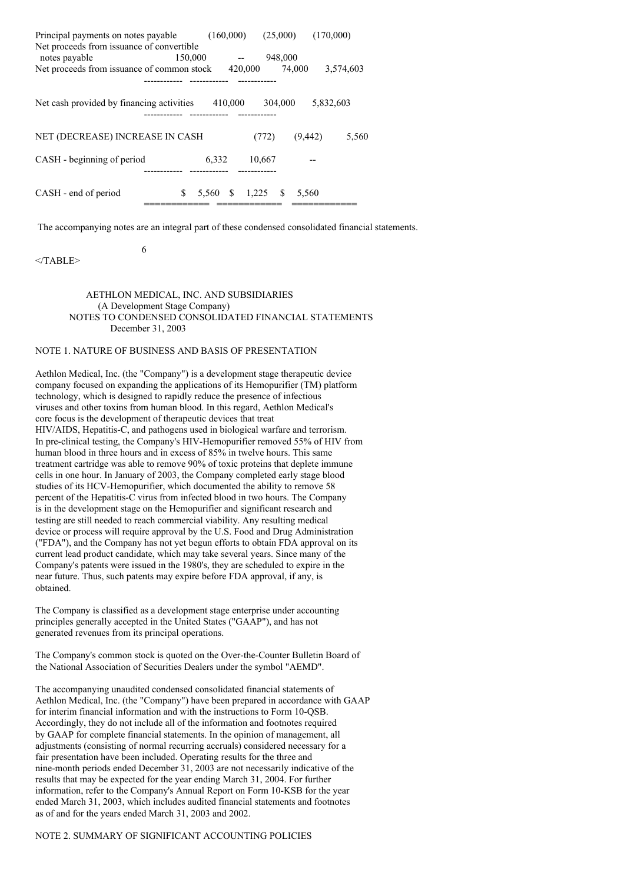| | | | |
|---|---|---|---|
| Principal payments on notes payable | (160,000) | (25,000) | (170,000) |
| Net proceeds from issuance of convertible notes payable | 150,000 | -- | 948,000 |
| Net proceeds from issuance of common stock | 420,000 | 74,000 | 3,574,603 |
| Net cash provided by financing activities | 410,000 | 304,000 | 5,832,603 |
| NET (DECREASE) INCREASE IN CASH | (772) | (9,442) | 5,560 |
| CASH - beginning of period | 6,332 | 10,667 | -- |
| CASH - end of period | $ 5,560 | $ 1,225 | $ 5,560 |

The accompanying notes are an integral part of these condensed consolidated financial statements.

AETHLON MEDICAL, INC. AND SUBSIDIARIES
(A Development Stage Company)
NOTES TO CONDENSED CONSOLIDATED FINANCIAL STATEMENTS
December 31, 2003

## NOTE 1. NATURE OF BUSINESS AND BASIS OF PRESENTATION

Aethlon Medical, Inc. (the "Company") is a development stage therapeutic device company focused on expanding the applications of its Hemopurifier (TM) platform technology, which is designed to rapidly reduce the presence of infectious viruses and other toxins from human blood. In this regard, Aethlon Medical's core focus is the development of therapeutic devices that treat HIV/AIDS, Hepatitis-C, and pathogens used in biological warfare and terrorism. In pre-clinical testing, the Company's HIV-Hemopurifier removed 55% of HIV from human blood in three hours and in excess of 85% in twelve hours. This same treatment cartridge was able to remove 90% of toxic proteins that deplete immune cells in one hour. In January of 2003, the Company completed early stage blood studies of its HCV-Hemopurifier, which documented the ability to remove 58 percent of the Hepatitis-C virus from infected blood in two hours. The Company is in the development stage on the Hemopurifier and significant research and testing are still needed to reach commercial viability. Any resulting medical device or process will require approval by the U.S. Food and Drug Administration ("FDA"), and the Company has not yet begun efforts to obtain FDA approval on its current lead product candidate, which may take several years. Since many of the Company's patents were issued in the 1980's, they are scheduled to expire in the near future. Thus, such patents may expire before FDA approval, if any, is obtained.

The Company is classified as a development stage enterprise under accounting principles generally accepted in the United States ("GAAP"), and has not generated revenues from its principal operations.

The Company's common stock is quoted on the Over-the-Counter Bulletin Board of the National Association of Securities Dealers under the symbol "AEMD".

The accompanying unaudited condensed consolidated financial statements of Aethlon Medical, Inc. (the "Company") have been prepared in accordance with GAAP for interim financial information and with the instructions to Form 10-QSB. Accordingly, they do not include all of the information and footnotes required by GAAP for complete financial statements. In the opinion of management, all adjustments (consisting of normal recurring accruals) considered necessary for a fair presentation have been included. Operating results for the three and nine-month periods ended December 31, 2003 are not necessarily indicative of the results that may be expected for the year ending March 31, 2004. For further information, refer to the Company's Annual Report on Form 10-KSB for the year ended March 31, 2003, which includes audited financial statements and footnotes as of and for the years ended March 31, 2003 and 2002.

## NOTE 2. SUMMARY OF SIGNIFICANT ACCOUNTING POLICIES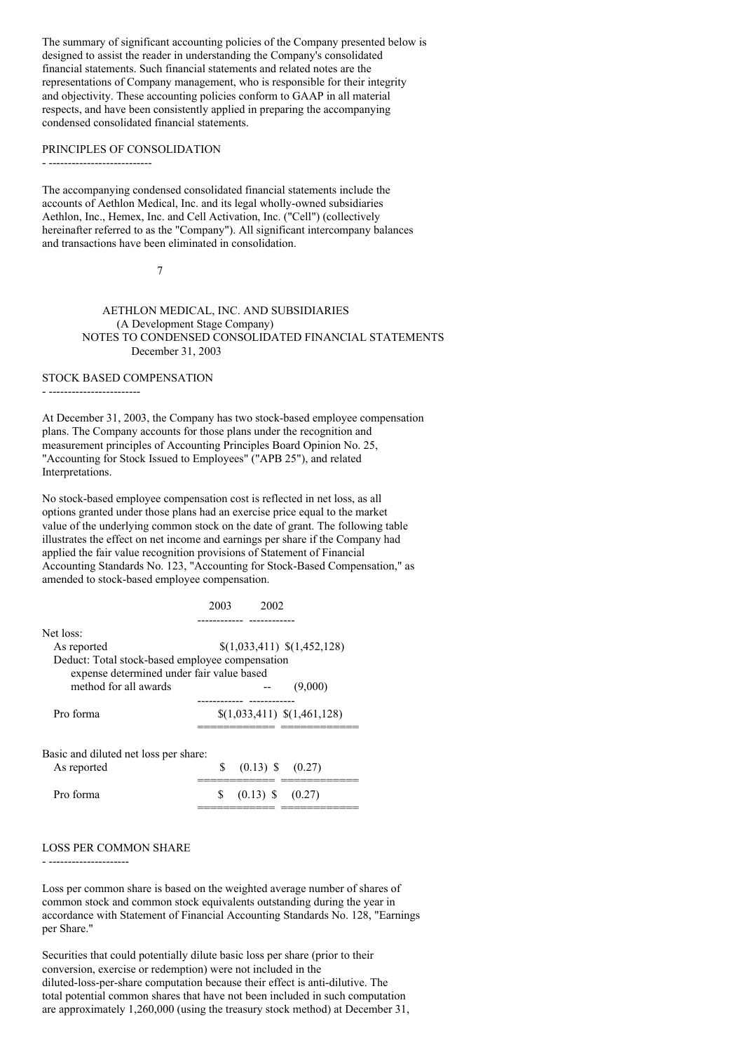The summary of significant accounting policies of the Company presented below is designed to assist the reader in understanding the Company's consolidated financial statements. Such financial statements and related notes are the representations of Company management, who is responsible for their integrity and objectivity. These accounting policies conform to GAAP in all material respects, and have been consistently applied in preparing the accompanying condensed consolidated financial statements.

## PRINCIPLES OF CONSOLIDATION

The accompanying condensed consolidated financial statements include the accounts of Aethlon Medical, Inc. and its legal wholly-owned subsidiaries Aethlon, Inc., Hemex, Inc. and Cell Activation, Inc. ("Cell") (collectively hereinafter referred to as the "Company"). All significant intercompany balances and transactions have been eliminated in consolidation.

AETHLON MEDICAL, INC. AND SUBSIDIARIES
(A Development Stage Company)
NOTES TO CONDENSED CONSOLIDATED FINANCIAL STATEMENTS
December 31, 2003

## STOCK BASED COMPENSATION

At December 31, 2003, the Company has two stock-based employee compensation plans. The Company accounts for those plans under the recognition and measurement principles of Accounting Principles Board Opinion No. 25, "Accounting for Stock Issued to Employees" ("APB 25"), and related Interpretations.

No stock-based employee compensation cost is reflected in net loss, as all options granted under those plans had an exercise price equal to the market value of the underlying common stock on the date of grant. The following table illustrates the effect on net income and earnings per share if the Company had applied the fair value recognition provisions of Statement of Financial Accounting Standards No. 123, "Accounting for Stock-Based Compensation," as amended to stock-based employee compensation.

| | 2003 | 2002 |
|---|---|---|
| Net loss: | | |
| As reported | $(1,033,411) | $(1,452,128) |
| Deduct: Total stock-based employee compensation expense determined under fair value based method for all awards | -- | (9,000) |
| Pro forma | $(1,033,411) | $(1,461,128) |
| Basic and diluted net loss per share: | | |
| As reported | $ (0.13) | $ (0.27) |
| Pro forma | $ (0.13) | $ (0.27) |

## LOSS PER COMMON SHARE

Loss per common share is based on the weighted average number of shares of common stock and common stock equivalents outstanding during the year in accordance with Statement of Financial Accounting Standards No. 128, "Earnings per Share."

Securities that could potentially dilute basic loss per share (prior to their conversion, exercise or redemption) were not included in the diluted-loss-per-share computation because their effect is anti-dilutive. The total potential common shares that have not been included in such computation are approximately 1,260,000 (using the treasury stock method) at December 31,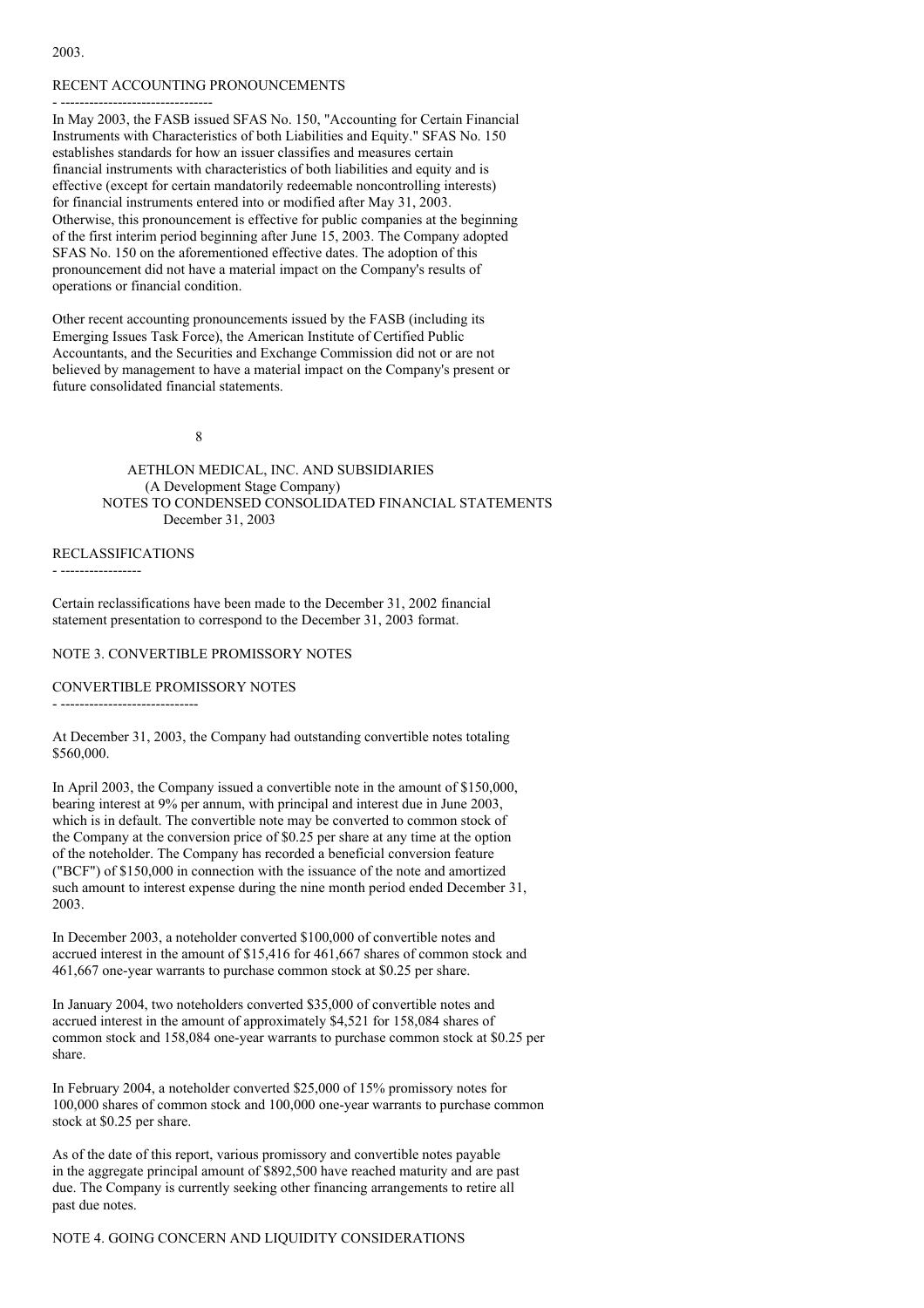2003.

RECENT ACCOUNTING PRONOUNCEMENTS

In May 2003, the FASB issued SFAS No. 150, "Accounting for Certain Financial Instruments with Characteristics of both Liabilities and Equity." SFAS No. 150 establishes standards for how an issuer classifies and measures certain financial instruments with characteristics of both liabilities and equity and is effective (except for certain mandatorily redeemable noncontrolling interests) for financial instruments entered into or modified after May 31, 2003. Otherwise, this pronouncement is effective for public companies at the beginning of the first interim period beginning after June 15, 2003. The Company adopted SFAS No. 150 on the aforementioned effective dates. The adoption of this pronouncement did not have a material impact on the Company's results of operations or financial condition.

Other recent accounting pronouncements issued by the FASB (including its Emerging Issues Task Force), the American Institute of Certified Public Accountants, and the Securities and Exchange Commission did not or are not believed by management to have a material impact on the Company's present or future consolidated financial statements.

AETHLON MEDICAL, INC. AND SUBSIDIARIES
(A Development Stage Company)
NOTES TO CONDENSED CONSOLIDATED FINANCIAL STATEMENTS
December 31, 2003

RECLASSIFICATIONS

Certain reclassifications have been made to the December 31, 2002 financial statement presentation to correspond to the December 31, 2003 format.

NOTE 3. CONVERTIBLE PROMISSORY NOTES

CONVERTIBLE PROMISSORY NOTES

At December 31, 2003, the Company had outstanding convertible notes totaling $560,000.

In April 2003, the Company issued a convertible note in the amount of $150,000, bearing interest at 9% per annum, with principal and interest due in June 2003, which is in default. The convertible note may be converted to common stock of the Company at the conversion price of $0.25 per share at any time at the option of the noteholder. The Company has recorded a beneficial conversion feature ("BCF") of $150,000 in connection with the issuance of the note and amortized such amount to interest expense during the nine month period ended December 31, 2003.

In December 2003, a noteholder converted $100,000 of convertible notes and accrued interest in the amount of $15,416 for 461,667 shares of common stock and 461,667 one-year warrants to purchase common stock at $0.25 per share.

In January 2004, two noteholders converted $35,000 of convertible notes and accrued interest in the amount of approximately $4,521 for 158,084 shares of common stock and 158,084 one-year warrants to purchase common stock at $0.25 per share.

In February 2004, a noteholder converted $25,000 of 15% promissory notes for 100,000 shares of common stock and 100,000 one-year warrants to purchase common stock at $0.25 per share.

As of the date of this report, various promissory and convertible notes payable in the aggregate principal amount of $892,500 have reached maturity and are past due. The Company is currently seeking other financing arrangements to retire all past due notes.

NOTE 4. GOING CONCERN AND LIQUIDITY CONSIDERATIONS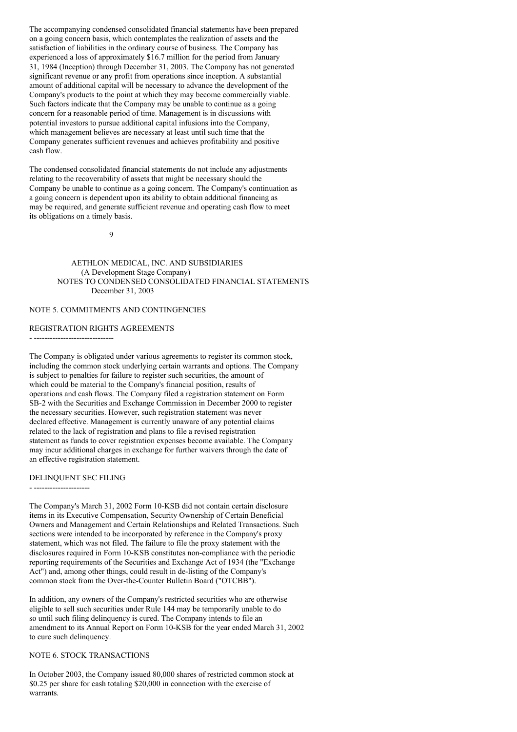The accompanying condensed consolidated financial statements have been prepared on a going concern basis, which contemplates the realization of assets and the satisfaction of liabilities in the ordinary course of business. The Company has experienced a loss of approximately $16.7 million for the period from January 31, 1984 (Inception) through December 31, 2003. The Company has not generated significant revenue or any profit from operations since inception. A substantial amount of additional capital will be necessary to advance the development of the Company's products to the point at which they may become commercially viable. Such factors indicate that the Company may be unable to continue as a going concern for a reasonable period of time. Management is in discussions with potential investors to pursue additional capital infusions into the Company, which management believes are necessary at least until such time that the Company generates sufficient revenues and achieves profitability and positive cash flow.

The condensed consolidated financial statements do not include any adjustments relating to the recoverability of assets that might be necessary should the Company be unable to continue as a going concern. The Company's continuation as a going concern is dependent upon its ability to obtain additional financing as may be required, and generate sufficient revenue and operating cash flow to meet its obligations on a timely basis.

AETHLON MEDICAL, INC. AND SUBSIDIARIES
(A Development Stage Company)
NOTES TO CONDENSED CONSOLIDATED FINANCIAL STATEMENTS
December 31, 2003

## NOTE 5. COMMITMENTS AND CONTINGENCIES

### REGISTRATION RIGHTS AGREEMENTS

The Company is obligated under various agreements to register its common stock, including the common stock underlying certain warrants and options. The Company is subject to penalties for failure to register such securities, the amount of which could be material to the Company's financial position, results of operations and cash flows. The Company filed a registration statement on Form SB-2 with the Securities and Exchange Commission in December 2000 to register the necessary securities. However, such registration statement was never declared effective. Management is currently unaware of any potential claims related to the lack of registration and plans to file a revised registration statement as funds to cover registration expenses become available. The Company may incur additional charges in exchange for further waivers through the date of an effective registration statement.

### DELINQUENT SEC FILING

The Company's March 31, 2002 Form 10-KSB did not contain certain disclosure items in its Executive Compensation, Security Ownership of Certain Beneficial Owners and Management and Certain Relationships and Related Transactions. Such sections were intended to be incorporated by reference in the Company's proxy statement, which was not filed. The failure to file the proxy statement with the disclosures required in Form 10-KSB constitutes non-compliance with the periodic reporting requirements of the Securities and Exchange Act of 1934 (the "Exchange Act") and, among other things, could result in de-listing of the Company's common stock from the Over-the-Counter Bulletin Board ("OTCBB").

In addition, any owners of the Company's restricted securities who are otherwise eligible to sell such securities under Rule 144 may be temporarily unable to do so until such filing delinquency is cured. The Company intends to file an amendment to its Annual Report on Form 10-KSB for the year ended March 31, 2002 to cure such delinquency.

## NOTE 6. STOCK TRANSACTIONS

In October 2003, the Company issued 80,000 shares of restricted common stock at $0.25 per share for cash totaling $20,000 in connection with the exercise of warrants.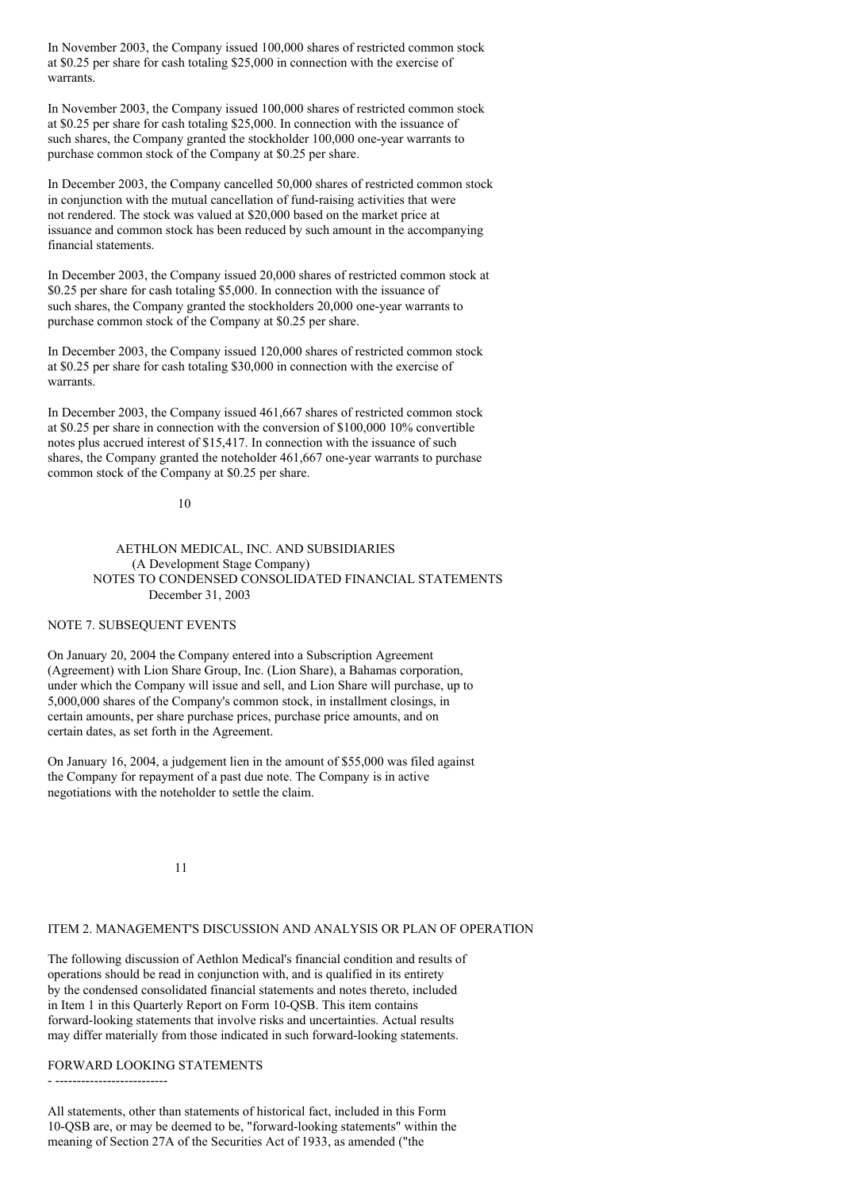In November 2003, the Company issued 100,000 shares of restricted common stock at $0.25 per share for cash totaling $25,000 in connection with the exercise of warrants.

In November 2003, the Company issued 100,000 shares of restricted common stock at $0.25 per share for cash totaling $25,000. In connection with the issuance of such shares, the Company granted the stockholder 100,000 one-year warrants to purchase common stock of the Company at $0.25 per share.

In December 2003, the Company cancelled 50,000 shares of restricted common stock in conjunction with the mutual cancellation of fund-raising activities that were not rendered. The stock was valued at $20,000 based on the market price at issuance and common stock has been reduced by such amount in the accompanying financial statements.

In December 2003, the Company issued 20,000 shares of restricted common stock at $0.25 per share for cash totaling $5,000. In connection with the issuance of such shares, the Company granted the stockholders 20,000 one-year warrants to purchase common stock of the Company at $0.25 per share.

In December 2003, the Company issued 120,000 shares of restricted common stock at $0.25 per share for cash totaling $30,000 in connection with the exercise of warrants.

In December 2003, the Company issued 461,667 shares of restricted common stock at $0.25 per share in connection with the conversion of $100,000 10% convertible notes plus accrued interest of $15,417. In connection with the issuance of such shares, the Company granted the noteholder 461,667 one-year warrants to purchase common stock of the Company at $0.25 per share.

AETHLON MEDICAL, INC. AND SUBSIDIARIES
(A Development Stage Company)
NOTES TO CONDENSED CONSOLIDATED FINANCIAL STATEMENTS
December 31, 2003

NOTE 7. SUBSEQUENT EVENTS

On January 20, 2004 the Company entered into a Subscription Agreement (Agreement) with Lion Share Group, Inc. (Lion Share), a Bahamas corporation, under which the Company will issue and sell, and Lion Share will purchase, up to 5,000,000 shares of the Company's common stock, in installment closings, in certain amounts, per share purchase prices, purchase price amounts, and on certain dates, as set forth in the Agreement.

On January 16, 2004, a judgement lien in the amount of $55,000 was filed against the Company for repayment of a past due note. The Company is in active negotiations with the noteholder to settle the claim.

ITEM 2. MANAGEMENT'S DISCUSSION AND ANALYSIS OR PLAN OF OPERATION

The following discussion of Aethlon Medical's financial condition and results of operations should be read in conjunction with, and is qualified in its entirety by the condensed consolidated financial statements and notes thereto, included in Item 1 in this Quarterly Report on Form 10-QSB. This item contains forward-looking statements that involve risks and uncertainties. Actual results may differ materially from those indicated in such forward-looking statements.

FORWARD LOOKING STATEMENTS

All statements, other than statements of historical fact, included in this Form 10-QSB are, or may be deemed to be, "forward-looking statements" within the meaning of Section 27A of the Securities Act of 1933, as amended ("the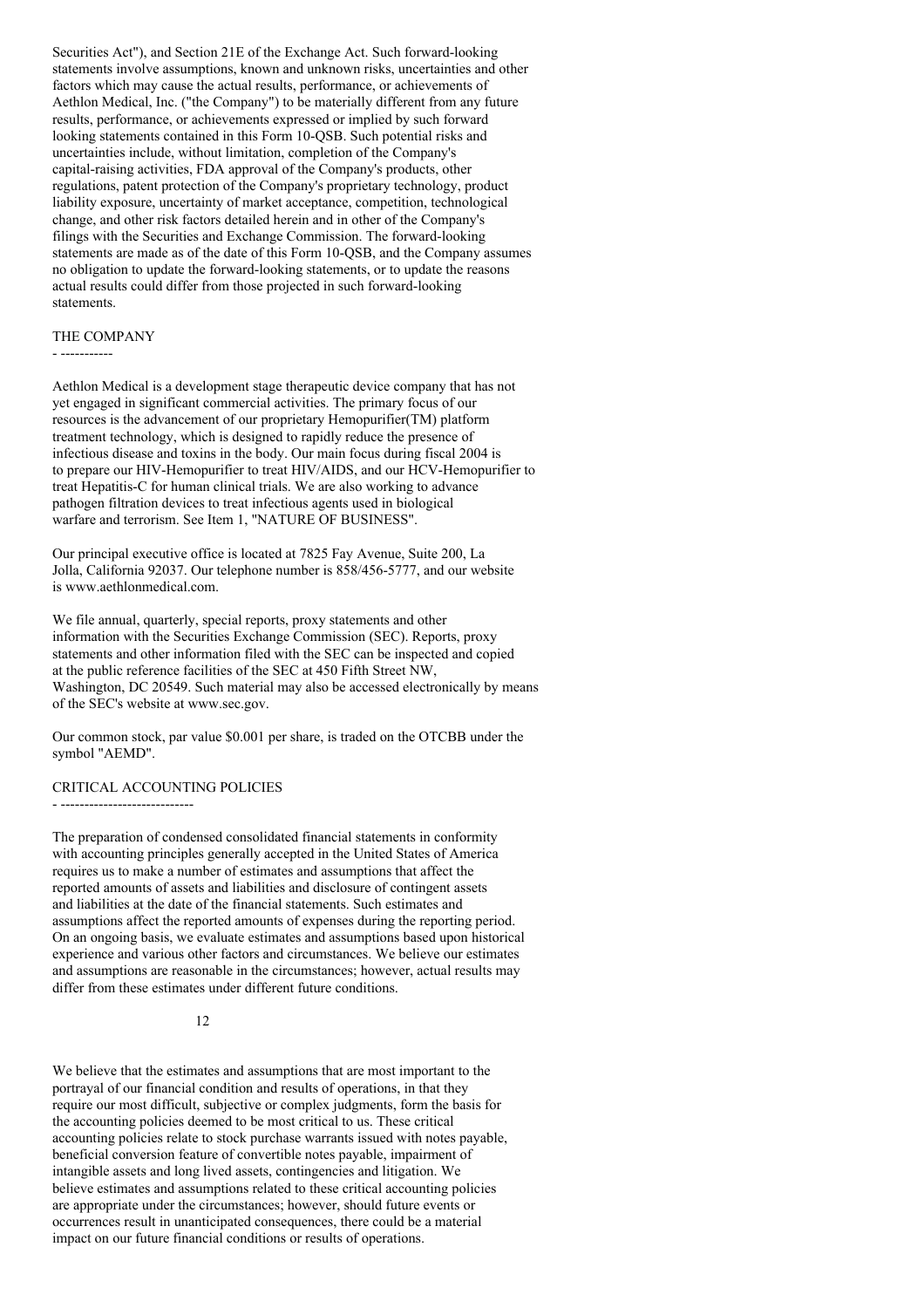Securities Act"), and Section 21E of the Exchange Act. Such forward-looking statements involve assumptions, known and unknown risks, uncertainties and other factors which may cause the actual results, performance, or achievements of Aethlon Medical, Inc. ("the Company") to be materially different from any future results, performance, or achievements expressed or implied by such forward looking statements contained in this Form 10-QSB. Such potential risks and uncertainties include, without limitation, completion of the Company's capital-raising activities, FDA approval of the Company's products, other regulations, patent protection of the Company's proprietary technology, product liability exposure, uncertainty of market acceptance, competition, technological change, and other risk factors detailed herein and in other of the Company's filings with the Securities and Exchange Commission. The forward-looking statements are made as of the date of this Form 10-QSB, and the Company assumes no obligation to update the forward-looking statements, or to update the reasons actual results could differ from those projected in such forward-looking statements.

## THE COMPANY

Aethlon Medical is a development stage therapeutic device company that has not yet engaged in significant commercial activities. The primary focus of our resources is the advancement of our proprietary Hemopurifier(TM) platform treatment technology, which is designed to rapidly reduce the presence of infectious disease and toxins in the body. Our main focus during fiscal 2004 is to prepare our HIV-Hemopurifier to treat HIV/AIDS, and our HCV-Hemopurifier to treat Hepatitis-C for human clinical trials. We are also working to advance pathogen filtration devices to treat infectious agents used in biological warfare and terrorism. See Item 1, "NATURE OF BUSINESS".

Our principal executive office is located at 7825 Fay Avenue, Suite 200, La Jolla, California 92037. Our telephone number is 858/456-5777, and our website is www.aethlonmedical.com.

We file annual, quarterly, special reports, proxy statements and other information with the Securities Exchange Commission (SEC). Reports, proxy statements and other information filed with the SEC can be inspected and copied at the public reference facilities of the SEC at 450 Fifth Street NW, Washington, DC 20549. Such material may also be accessed electronically by means of the SEC's website at www.sec.gov.

Our common stock, par value $0.001 per share, is traded on the OTCBB under the symbol "AEMD".

## CRITICAL ACCOUNTING POLICIES

The preparation of condensed consolidated financial statements in conformity with accounting principles generally accepted in the United States of America requires us to make a number of estimates and assumptions that affect the reported amounts of assets and liabilities and disclosure of contingent assets and liabilities at the date of the financial statements. Such estimates and assumptions affect the reported amounts of expenses during the reporting period. On an ongoing basis, we evaluate estimates and assumptions based upon historical experience and various other factors and circumstances. We believe our estimates and assumptions are reasonable in the circumstances; however, actual results may differ from these estimates under different future conditions.

We believe that the estimates and assumptions that are most important to the portrayal of our financial condition and results of operations, in that they require our most difficult, subjective or complex judgments, form the basis for the accounting policies deemed to be most critical to us. These critical accounting policies relate to stock purchase warrants issued with notes payable, beneficial conversion feature of convertible notes payable, impairment of intangible assets and long lived assets, contingencies and litigation. We believe estimates and assumptions related to these critical accounting policies are appropriate under the circumstances; however, should future events or occurrences result in unanticipated consequences, there could be a material impact on our future financial conditions or results of operations.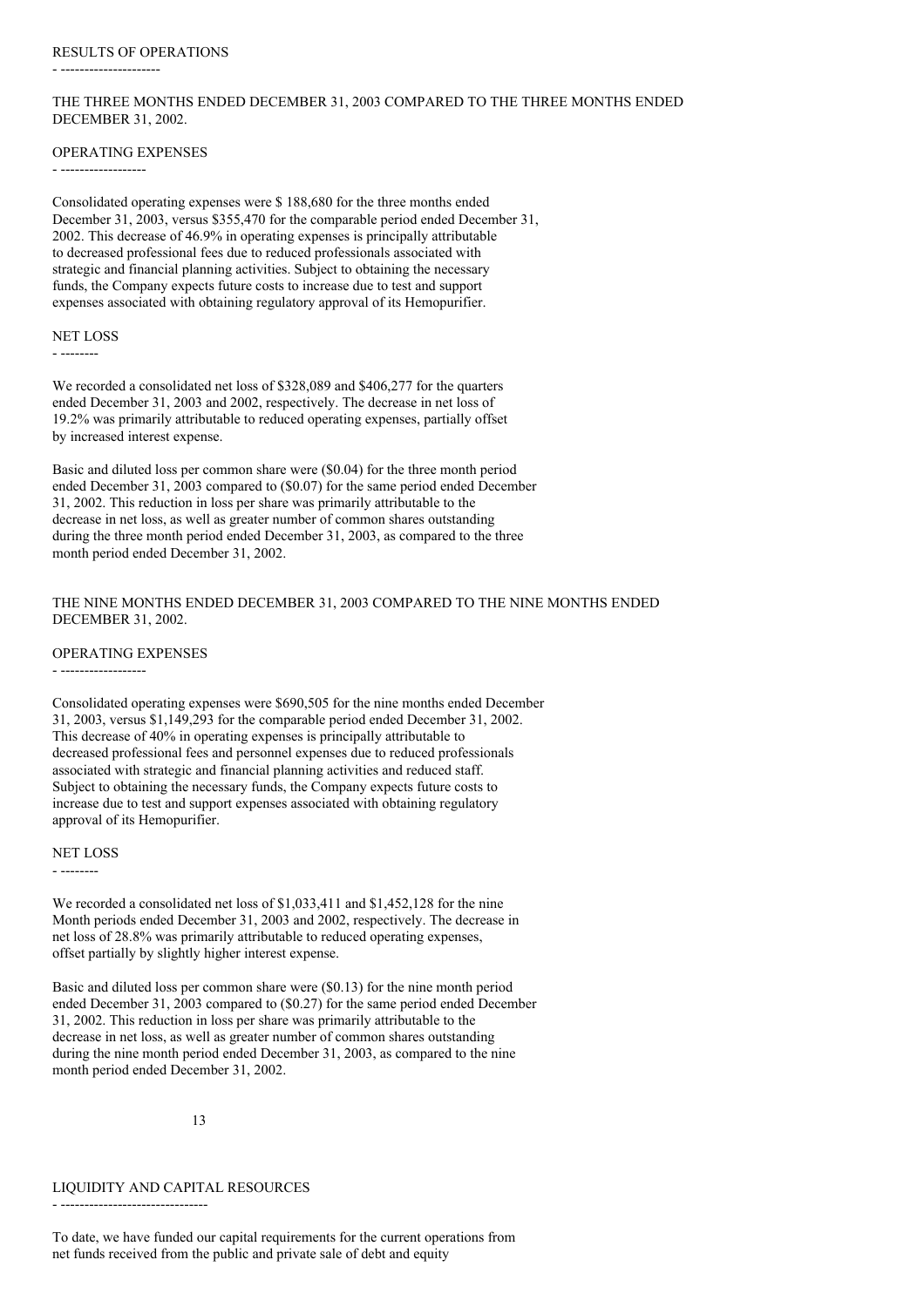## RESULTS OF OPERATIONS

### THE THREE MONTHS ENDED DECEMBER 31, 2003 COMPARED TO THE THREE MONTHS ENDED DECEMBER 31, 2002.

#### OPERATING EXPENSES

Consolidated operating expenses were $ 188,680 for the three months ended December 31, 2003, versus $355,470 for the comparable period ended December 31, 2002. This decrease of 46.9% in operating expenses is principally attributable to decreased professional fees due to reduced professionals associated with strategic and financial planning activities. Subject to obtaining the necessary funds, the Company expects future costs to increase due to test and support expenses associated with obtaining regulatory approval of its Hemopurifier.

#### NET LOSS

We recorded a consolidated net loss of $328,089 and $406,277 for the quarters ended December 31, 2003 and 2002, respectively. The decrease in net loss of 19.2% was primarily attributable to reduced operating expenses, partially offset by increased interest expense.

Basic and diluted loss per common share were ($0.04) for the three month period ended December 31, 2003 compared to ($0.07) for the same period ended December 31, 2002. This reduction in loss per share was primarily attributable to the decrease in net loss, as well as greater number of common shares outstanding during the three month period ended December 31, 2003, as compared to the three month period ended December 31, 2002.

### THE NINE MONTHS ENDED DECEMBER 31, 2003 COMPARED TO THE NINE MONTHS ENDED DECEMBER 31, 2002.

#### OPERATING EXPENSES

Consolidated operating expenses were $690,505 for the nine months ended December 31, 2003, versus $1,149,293 for the comparable period ended December 31, 2002. This decrease of 40% in operating expenses is principally attributable to decreased professional fees and personnel expenses due to reduced professionals associated with strategic and financial planning activities and reduced staff. Subject to obtaining the necessary funds, the Company expects future costs to increase due to test and support expenses associated with obtaining regulatory approval of its Hemopurifier.

#### NET LOSS

We recorded a consolidated net loss of $1,033,411 and $1,452,128 for the nine Month periods ended December 31, 2003 and 2002, respectively. The decrease in net loss of 28.8% was primarily attributable to reduced operating expenses, offset partially by slightly higher interest expense.

Basic and diluted loss per common share were ($0.13) for the nine month period ended December 31, 2003 compared to ($0.27) for the same period ended December 31, 2002. This reduction in loss per share was primarily attributable to the decrease in net loss, as well as greater number of common shares outstanding during the nine month period ended December 31, 2003, as compared to the nine month period ended December 31, 2002.

## LIQUIDITY AND CAPITAL RESOURCES

To date, we have funded our capital requirements for the current operations from net funds received from the public and private sale of debt and equity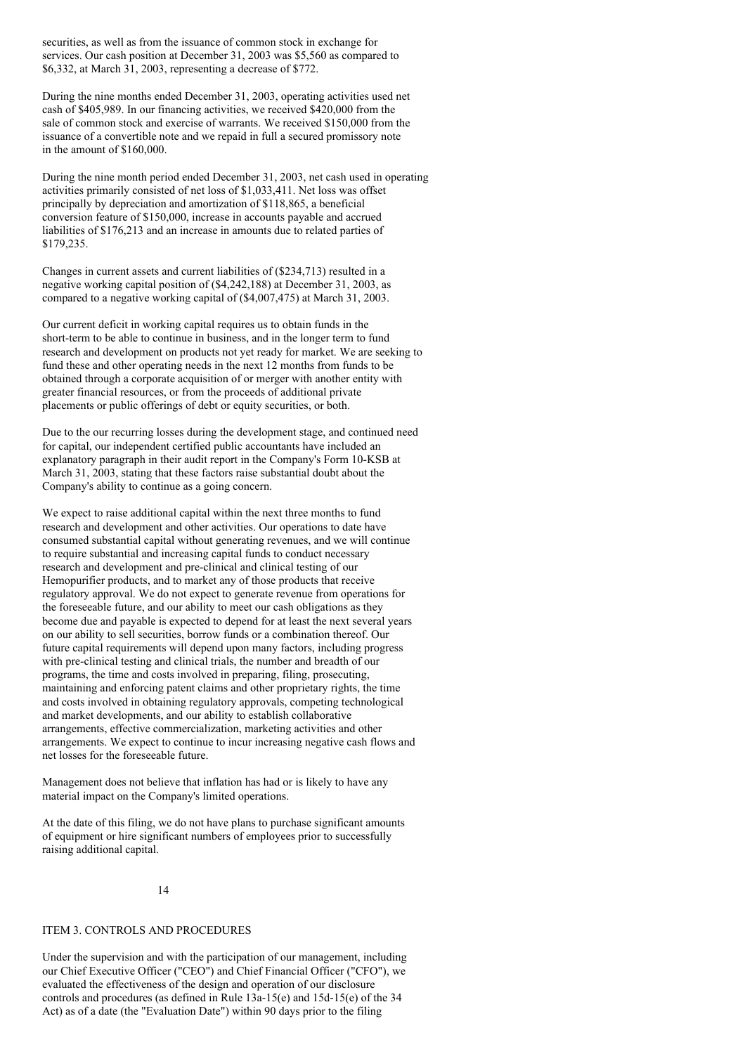securities, as well as from the issuance of common stock in exchange for services. Our cash position at December 31, 2003 was $5,560 as compared to $6,332, at March 31, 2003, representing a decrease of $772.

During the nine months ended December 31, 2003, operating activities used net cash of $405,989. In our financing activities, we received $420,000 from the sale of common stock and exercise of warrants. We received $150,000 from the issuance of a convertible note and we repaid in full a secured promissory note in the amount of $160,000.

During the nine month period ended December 31, 2003, net cash used in operating activities primarily consisted of net loss of $1,033,411. Net loss was offset principally by depreciation and amortization of $118,865, a beneficial conversion feature of $150,000, increase in accounts payable and accrued liabilities of $176,213 and an increase in amounts due to related parties of $179,235.

Changes in current assets and current liabilities of ($234,713) resulted in a negative working capital position of ($4,242,188) at December 31, 2003, as compared to a negative working capital of ($4,007,475) at March 31, 2003.

Our current deficit in working capital requires us to obtain funds in the short-term to be able to continue in business, and in the longer term to fund research and development on products not yet ready for market. We are seeking to fund these and other operating needs in the next 12 months from funds to be obtained through a corporate acquisition of or merger with another entity with greater financial resources, or from the proceeds of additional private placements or public offerings of debt or equity securities, or both.

Due to the our recurring losses during the development stage, and continued need for capital, our independent certified public accountants have included an explanatory paragraph in their audit report in the Company's Form 10-KSB at March 31, 2003, stating that these factors raise substantial doubt about the Company's ability to continue as a going concern.

We expect to raise additional capital within the next three months to fund research and development and other activities. Our operations to date have consumed substantial capital without generating revenues, and we will continue to require substantial and increasing capital funds to conduct necessary research and development and pre-clinical and clinical testing of our Hemopurifier products, and to market any of those products that receive regulatory approval. We do not expect to generate revenue from operations for the foreseeable future, and our ability to meet our cash obligations as they become due and payable is expected to depend for at least the next several years on our ability to sell securities, borrow funds or a combination thereof. Our future capital requirements will depend upon many factors, including progress with pre-clinical testing and clinical trials, the number and breadth of our programs, the time and costs involved in preparing, filing, prosecuting, maintaining and enforcing patent claims and other proprietary rights, the time and costs involved in obtaining regulatory approvals, competing technological and market developments, and our ability to establish collaborative arrangements, effective commercialization, marketing activities and other arrangements. We expect to continue to incur increasing negative cash flows and net losses for the foreseeable future.

Management does not believe that inflation has had or is likely to have any material impact on the Company's limited operations.

At the date of this filing, we do not have plans to purchase significant amounts of equipment or hire significant numbers of employees prior to successfully raising additional capital.

## ITEM 3. CONTROLS AND PROCEDURES

Under the supervision and with the participation of our management, including our Chief Executive Officer ("CEO") and Chief Financial Officer ("CFO"), we evaluated the effectiveness of the design and operation of our disclosure controls and procedures (as defined in Rule 13a-15(e) and 15d-15(e) of the 34 Act) as of a date (the "Evaluation Date") within 90 days prior to the filing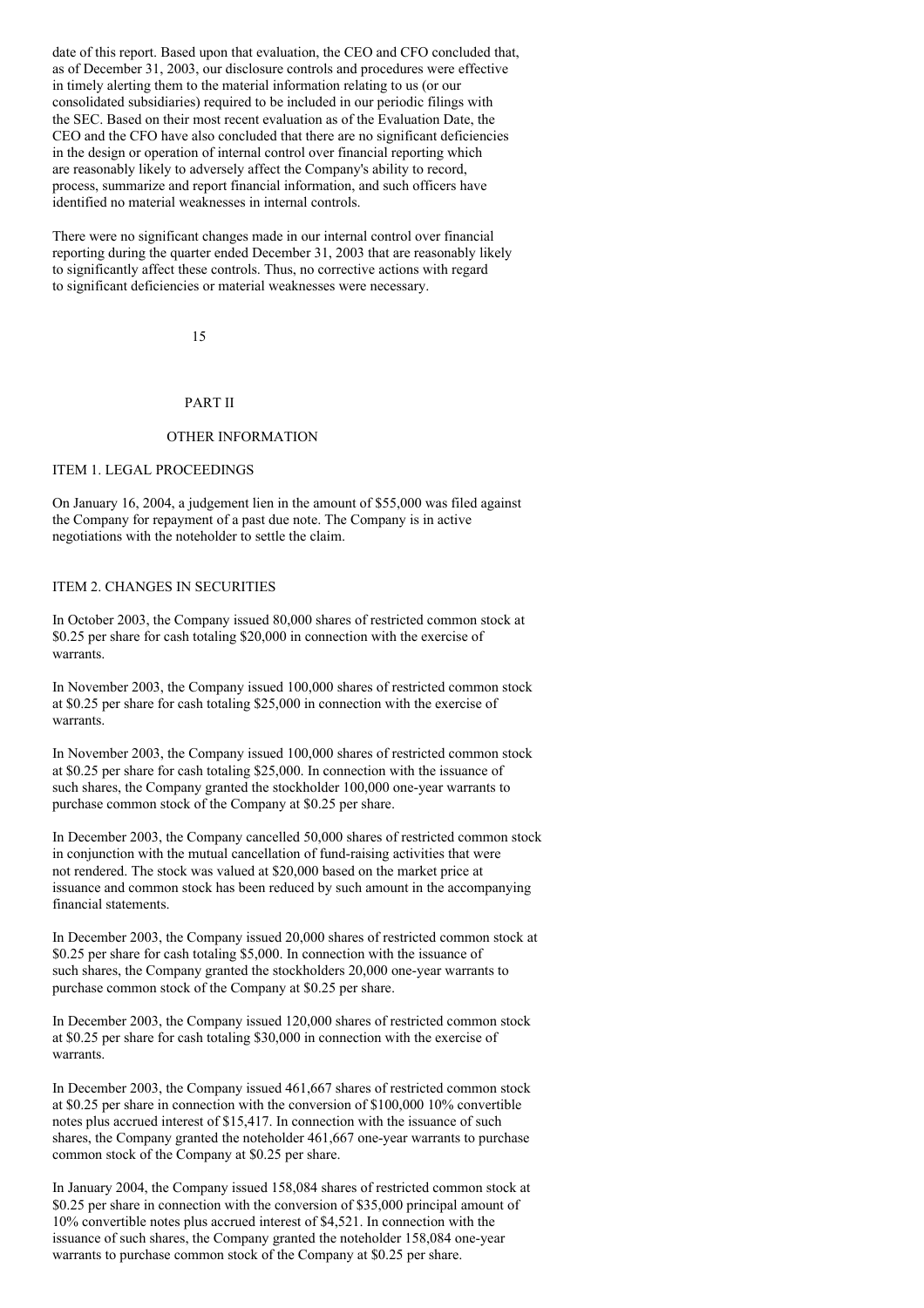date of this report. Based upon that evaluation, the CEO and CFO concluded that, as of December 31, 2003, our disclosure controls and procedures were effective in timely alerting them to the material information relating to us (or our consolidated subsidiaries) required to be included in our periodic filings with the SEC. Based on their most recent evaluation as of the Evaluation Date, the CEO and the CFO have also concluded that there are no significant deficiencies in the design or operation of internal control over financial reporting which are reasonably likely to adversely affect the Company's ability to record, process, summarize and report financial information, and such officers have identified no material weaknesses in internal controls.

There were no significant changes made in our internal control over financial reporting during the quarter ended December 31, 2003 that are reasonably likely to significantly affect these controls. Thus, no corrective actions with regard to significant deficiencies or material weaknesses were necessary.

# PART II

## OTHER INFORMATION

### ITEM 1. LEGAL PROCEEDINGS

On January 16, 2004, a judgement lien in the amount of $55,000 was filed against the Company for repayment of a past due note. The Company is in active negotiations with the noteholder to settle the claim.

### ITEM 2. CHANGES IN SECURITIES

In October 2003, the Company issued 80,000 shares of restricted common stock at $0.25 per share for cash totaling $20,000 in connection with the exercise of warrants.

In November 2003, the Company issued 100,000 shares of restricted common stock at $0.25 per share for cash totaling $25,000 in connection with the exercise of warrants.

In November 2003, the Company issued 100,000 shares of restricted common stock at $0.25 per share for cash totaling $25,000. In connection with the issuance of such shares, the Company granted the stockholder 100,000 one-year warrants to purchase common stock of the Company at $0.25 per share.

In December 2003, the Company cancelled 50,000 shares of restricted common stock in conjunction with the mutual cancellation of fund-raising activities that were not rendered. The stock was valued at $20,000 based on the market price at issuance and common stock has been reduced by such amount in the accompanying financial statements.

In December 2003, the Company issued 20,000 shares of restricted common stock at $0.25 per share for cash totaling $5,000. In connection with the issuance of such shares, the Company granted the stockholders 20,000 one-year warrants to purchase common stock of the Company at $0.25 per share.

In December 2003, the Company issued 120,000 shares of restricted common stock at $0.25 per share for cash totaling $30,000 in connection with the exercise of warrants.

In December 2003, the Company issued 461,667 shares of restricted common stock at $0.25 per share in connection with the conversion of $100,000 10% convertible notes plus accrued interest of $15,417. In connection with the issuance of such shares, the Company granted the noteholder 461,667 one-year warrants to purchase common stock of the Company at $0.25 per share.

In January 2004, the Company issued 158,084 shares of restricted common stock at $0.25 per share in connection with the conversion of $35,000 principal amount of 10% convertible notes plus accrued interest of $4,521. In connection with the issuance of such shares, the Company granted the noteholder 158,084 one-year warrants to purchase common stock of the Company at $0.25 per share.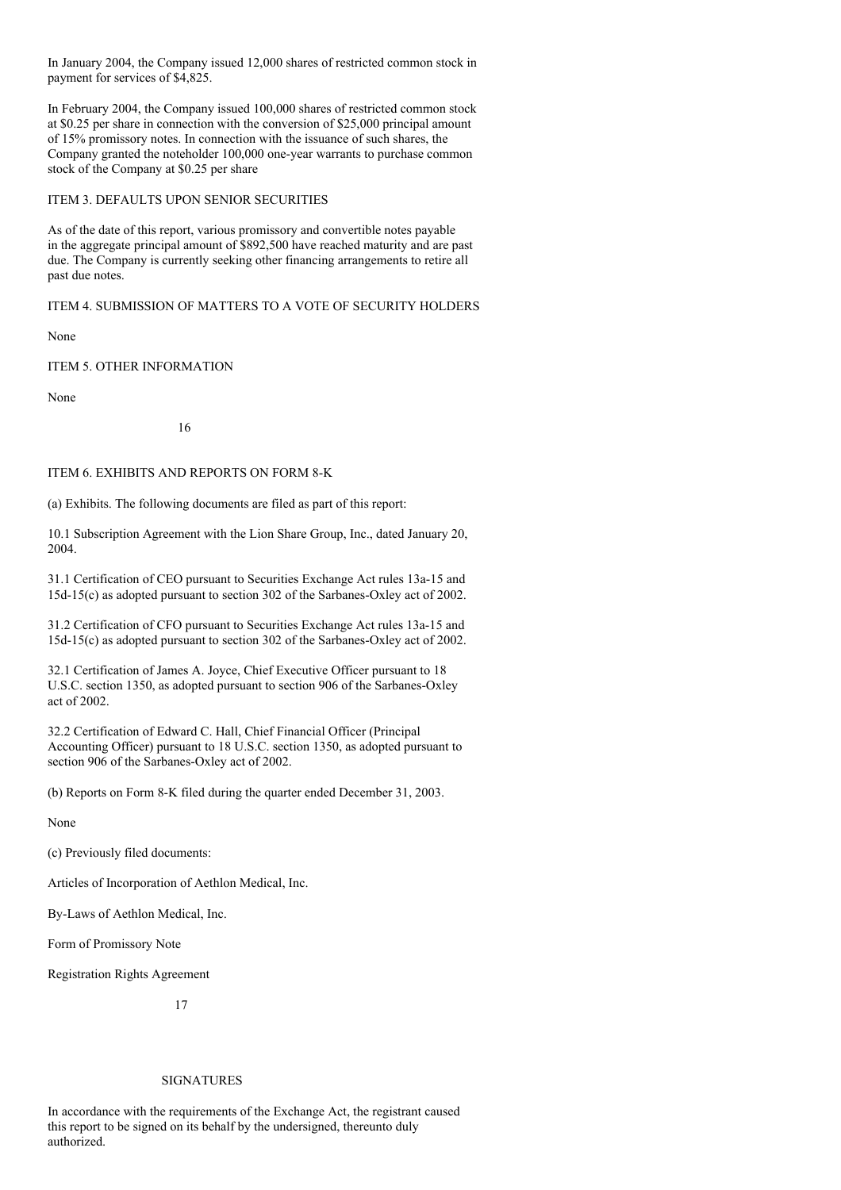In January 2004, the Company issued 12,000 shares of restricted common stock in payment for services of $4,825.

In February 2004, the Company issued 100,000 shares of restricted common stock at $0.25 per share in connection with the conversion of $25,000 principal amount of 15% promissory notes. In connection with the issuance of such shares, the Company granted the noteholder 100,000 one-year warrants to purchase common stock of the Company at $0.25 per share

## ITEM 3. DEFAULTS UPON SENIOR SECURITIES

As of the date of this report, various promissory and convertible notes payable in the aggregate principal amount of $892,500 have reached maturity and are past due. The Company is currently seeking other financing arrangements to retire all past due notes.

## ITEM 4. SUBMISSION OF MATTERS TO A VOTE OF SECURITY HOLDERS

None

## ITEM 5. OTHER INFORMATION

None

## ITEM 6. EXHIBITS AND REPORTS ON FORM 8-K

(a) Exhibits. The following documents are filed as part of this report:

10.1 Subscription Agreement with the Lion Share Group, Inc., dated January 20, 2004.

31.1 Certification of CEO pursuant to Securities Exchange Act rules 13a-15 and 15d-15(c) as adopted pursuant to section 302 of the Sarbanes-Oxley act of 2002.

31.2 Certification of CFO pursuant to Securities Exchange Act rules 13a-15 and 15d-15(c) as adopted pursuant to section 302 of the Sarbanes-Oxley act of 2002.

32.1 Certification of James A. Joyce, Chief Executive Officer pursuant to 18 U.S.C. section 1350, as adopted pursuant to section 906 of the Sarbanes-Oxley act of 2002.

32.2 Certification of Edward C. Hall, Chief Financial Officer (Principal Accounting Officer) pursuant to 18 U.S.C. section 1350, as adopted pursuant to section 906 of the Sarbanes-Oxley act of 2002.

(b) Reports on Form 8-K filed during the quarter ended December 31, 2003.

None

(c) Previously filed documents:

Articles of Incorporation of Aethlon Medical, Inc.

By-Laws of Aethlon Medical, Inc.

Form of Promissory Note

Registration Rights Agreement

## SIGNATURES

In accordance with the requirements of the Exchange Act, the registrant caused this report to be signed on its behalf by the undersigned, thereunto duly authorized.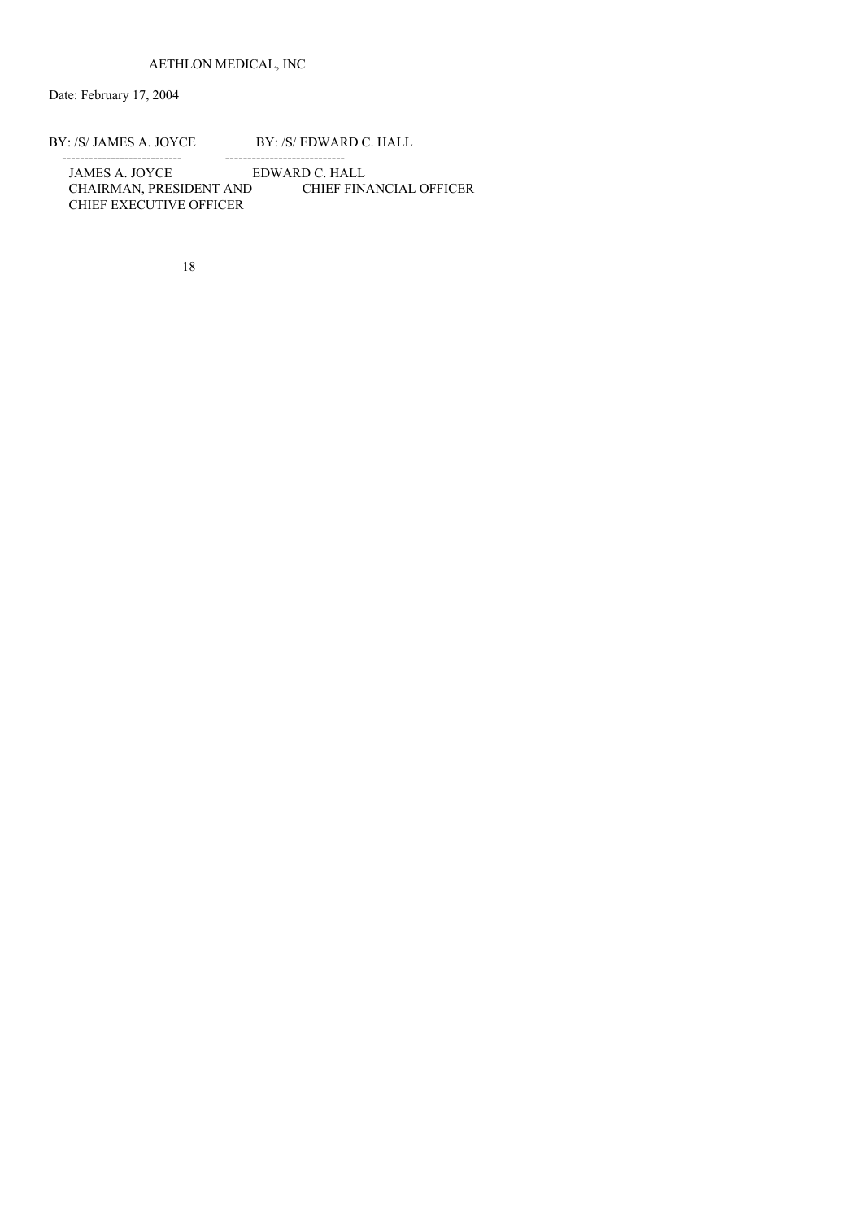AETHLON MEDICAL, INC

Date: February 17, 2004

| BY: /S/ JAMES A. JOYCE | BY: /S/ EDWARD C. HALL |
| --- | --- |
| JAMES A. JOYCE | EDWARD C. HALL |
| CHAIRMAN, PRESIDENT AND CHIEF EXECUTIVE OFFICER | CHIEF FINANCIAL OFFICER |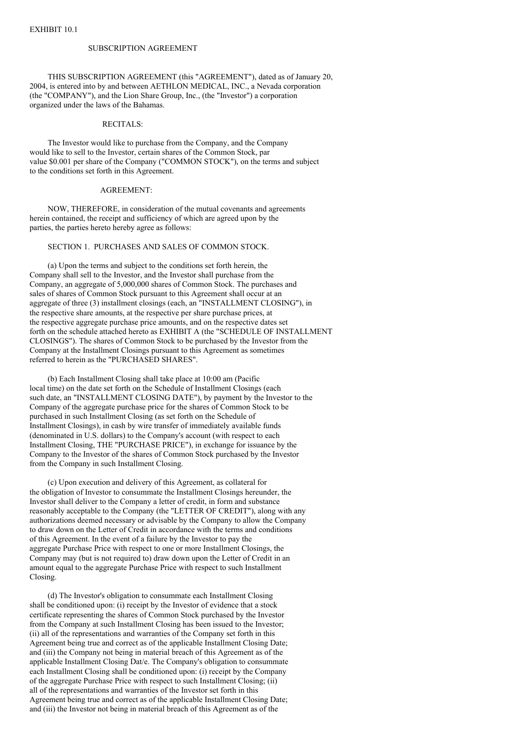EXHIBIT 10.1

# SUBSCRIPTION AGREEMENT

THIS SUBSCRIPTION AGREEMENT (this "AGREEMENT"), dated as of January 20, 2004, is entered into by and between AETHLON MEDICAL, INC., a Nevada corporation (the "COMPANY"), and the Lion Share Group, Inc., (the "Investor") a corporation organized under the laws of the Bahamas.

## RECITALS:

The Investor would like to purchase from the Company, and the Company would like to sell to the Investor, certain shares of the Common Stock, par value $0.001 per share of the Company ("COMMON STOCK"), on the terms and subject to the conditions set forth in this Agreement.

## AGREEMENT:

NOW, THEREFORE, in consideration of the mutual covenants and agreements herein contained, the receipt and sufficiency of which are agreed upon by the parties, the parties hereto hereby agree as follows:

### SECTION 1. PURCHASES AND SALES OF COMMON STOCK.

(a) Upon the terms and subject to the conditions set forth herein, the Company shall sell to the Investor, and the Investor shall purchase from the Company, an aggregate of 5,000,000 shares of Common Stock. The purchases and sales of shares of Common Stock pursuant to this Agreement shall occur at an aggregate of three (3) installment closings (each, an "INSTALLMENT CLOSING"), in the respective share amounts, at the respective per share purchase prices, at the respective aggregate purchase price amounts, and on the respective dates set forth on the schedule attached hereto as EXHIBIT A (the "SCHEDULE OF INSTALLMENT CLOSINGS"). The shares of Common Stock to be purchased by the Investor from the Company at the Installment Closings pursuant to this Agreement as sometimes referred to herein as the "PURCHASED SHARES".

(b) Each Installment Closing shall take place at 10:00 am (Pacific local time) on the date set forth on the Schedule of Installment Closings (each such date, an "INSTALLMENT CLOSING DATE"), by payment by the Investor to the Company of the aggregate purchase price for the shares of Common Stock to be purchased in such Installment Closing (as set forth on the Schedule of Installment Closings), in cash by wire transfer of immediately available funds (denominated in U.S. dollars) to the Company's account (with respect to each Installment Closing, THE "PURCHASE PRICE"), in exchange for issuance by the Company to the Investor of the shares of Common Stock purchased by the Investor from the Company in such Installment Closing.

(c) Upon execution and delivery of this Agreement, as collateral for the obligation of Investor to consummate the Installment Closings hereunder, the Investor shall deliver to the Company a letter of credit, in form and substance reasonably acceptable to the Company (the "LETTER OF CREDIT"), along with any authorizations deemed necessary or advisable by the Company to allow the Company to draw down on the Letter of Credit in accordance with the terms and conditions of this Agreement. In the event of a failure by the Investor to pay the aggregate Purchase Price with respect to one or more Installment Closings, the Company may (but is not required to) draw down upon the Letter of Credit in an amount equal to the aggregate Purchase Price with respect to such Installment Closing.

(d) The Investor's obligation to consummate each Installment Closing shall be conditioned upon: (i) receipt by the Investor of evidence that a stock certificate representing the shares of Common Stock purchased by the Investor from the Company at such Installment Closing has been issued to the Investor; (ii) all of the representations and warranties of the Company set forth in this Agreement being true and correct as of the applicable Installment Closing Date; and (iii) the Company not being in material breach of this Agreement as of the applicable Installment Closing Dat/e. The Company's obligation to consummate each Installment Closing shall be conditioned upon: (i) receipt by the Company of the aggregate Purchase Price with respect to such Installment Closing; (ii) all of the representations and warranties of the Investor set forth in this Agreement being true and correct as of the applicable Installment Closing Date; and (iii) the Investor not being in material breach of this Agreement as of the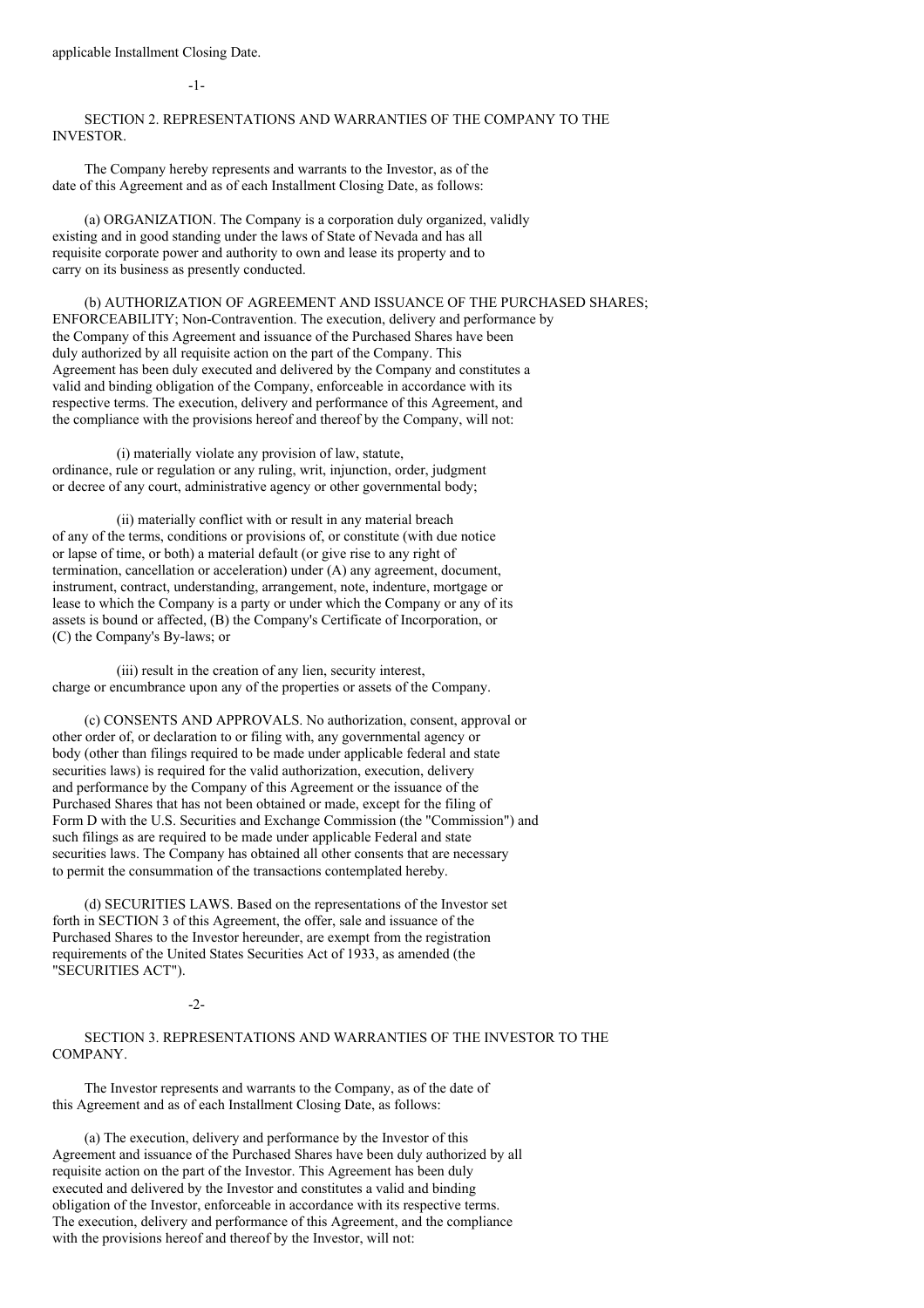applicable Installment Closing Date.

SECTION 2. REPRESENTATIONS AND WARRANTIES OF THE COMPANY TO THE INVESTOR.

The Company hereby represents and warrants to the Investor, as of the date of this Agreement and as of each Installment Closing Date, as follows:

(a) ORGANIZATION. The Company is a corporation duly organized, validly existing and in good standing under the laws of State of Nevada and has all requisite corporate power and authority to own and lease its property and to carry on its business as presently conducted.

(b) AUTHORIZATION OF AGREEMENT AND ISSUANCE OF THE PURCHASED SHARES; ENFORCEABILITY; Non-Contravention. The execution, delivery and performance by the Company of this Agreement and issuance of the Purchased Shares have been duly authorized by all requisite action on the part of the Company. This Agreement has been duly executed and delivered by the Company and constitutes a valid and binding obligation of the Company, enforceable in accordance with its respective terms. The execution, delivery and performance of this Agreement, and the compliance with the provisions hereof and thereof by the Company, will not:

(i) materially violate any provision of law, statute, ordinance, rule or regulation or any ruling, writ, injunction, order, judgment or decree of any court, administrative agency or other governmental body;

(ii) materially conflict with or result in any material breach of any of the terms, conditions or provisions of, or constitute (with due notice or lapse of time, or both) a material default (or give rise to any right of termination, cancellation or acceleration) under (A) any agreement, document, instrument, contract, understanding, arrangement, note, indenture, mortgage or lease to which the Company is a party or under which the Company or any of its assets is bound or affected, (B) the Company's Certificate of Incorporation, or (C) the Company's By-laws; or

(iii) result in the creation of any lien, security interest, charge or encumbrance upon any of the properties or assets of the Company.

(c) CONSENTS AND APPROVALS. No authorization, consent, approval or other order of, or declaration to or filing with, any governmental agency or body (other than filings required to be made under applicable federal and state securities laws) is required for the valid authorization, execution, delivery and performance by the Company of this Agreement or the issuance of the Purchased Shares that has not been obtained or made, except for the filing of Form D with the U.S. Securities and Exchange Commission (the "Commission") and such filings as are required to be made under applicable Federal and state securities laws. The Company has obtained all other consents that are necessary to permit the consummation of the transactions contemplated hereby.

(d) SECURITIES LAWS. Based on the representations of the Investor set forth in SECTION 3 of this Agreement, the offer, sale and issuance of the Purchased Shares to the Investor hereunder, are exempt from the registration requirements of the United States Securities Act of 1933, as amended (the "SECURITIES ACT").

SECTION 3. REPRESENTATIONS AND WARRANTIES OF THE INVESTOR TO THE COMPANY.

The Investor represents and warrants to the Company, as of the date of this Agreement and as of each Installment Closing Date, as follows:

(a) The execution, delivery and performance by the Investor of this Agreement and issuance of the Purchased Shares have been duly authorized by all requisite action on the part of the Investor. This Agreement has been duly executed and delivered by the Investor and constitutes a valid and binding obligation of the Investor, enforceable in accordance with its respective terms. The execution, delivery and performance of this Agreement, and the compliance with the provisions hereof and thereof by the Investor, will not: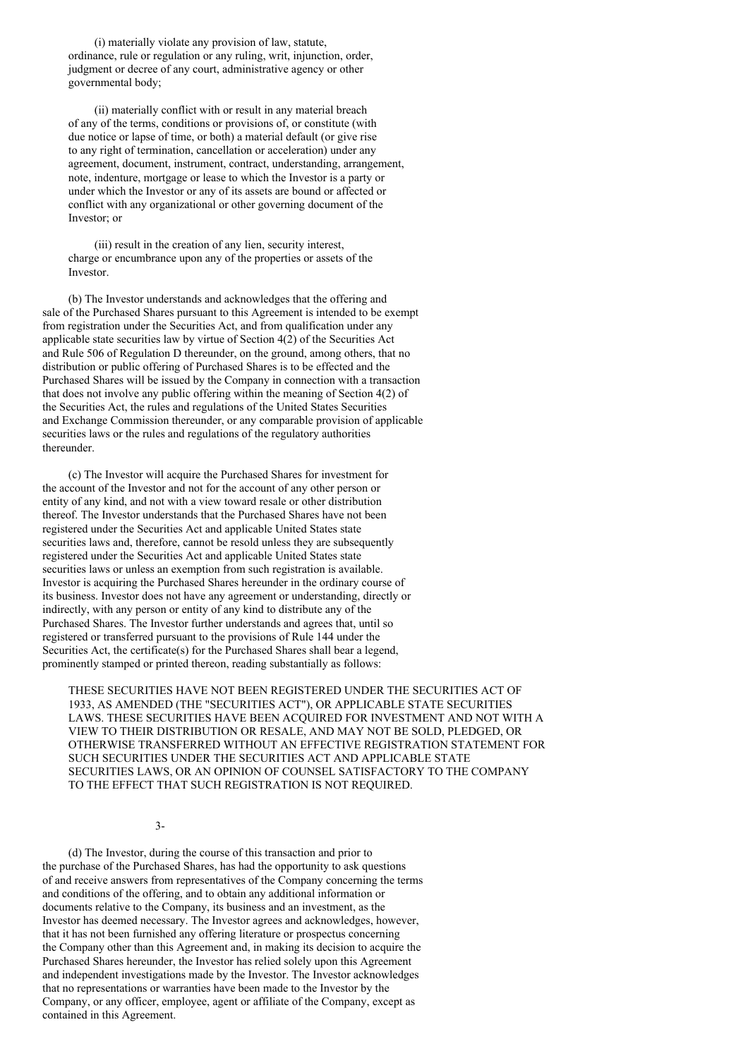(i) materially violate any provision of law, statute, ordinance, rule or regulation or any ruling, writ, injunction, order, judgment or decree of any court, administrative agency or other governmental body;

(ii) materially conflict with or result in any material breach of any of the terms, conditions or provisions of, or constitute (with due notice or lapse of time, or both) a material default (or give rise to any right of termination, cancellation or acceleration) under any agreement, document, instrument, contract, understanding, arrangement, note, indenture, mortgage or lease to which the Investor is a party or under which the Investor or any of its assets are bound or affected or conflict with any organizational or other governing document of the Investor; or

(iii) result in the creation of any lien, security interest, charge or encumbrance upon any of the properties or assets of the Investor.

(b) The Investor understands and acknowledges that the offering and sale of the Purchased Shares pursuant to this Agreement is intended to be exempt from registration under the Securities Act, and from qualification under any applicable state securities law by virtue of Section 4(2) of the Securities Act and Rule 506 of Regulation D thereunder, on the ground, among others, that no distribution or public offering of Purchased Shares is to be effected and the Purchased Shares will be issued by the Company in connection with a transaction that does not involve any public offering within the meaning of Section 4(2) of the Securities Act, the rules and regulations of the United States Securities and Exchange Commission thereunder, or any comparable provision of applicable securities laws or the rules and regulations of the regulatory authorities thereunder.

(c) The Investor will acquire the Purchased Shares for investment for the account of the Investor and not for the account of any other person or entity of any kind, and not with a view toward resale or other distribution thereof. The Investor understands that the Purchased Shares have not been registered under the Securities Act and applicable United States state securities laws and, therefore, cannot be resold unless they are subsequently registered under the Securities Act and applicable United States state securities laws or unless an exemption from such registration is available. Investor is acquiring the Purchased Shares hereunder in the ordinary course of its business. Investor does not have any agreement or understanding, directly or indirectly, with any person or entity of any kind to distribute any of the Purchased Shares. The Investor further understands and agrees that, until so registered or transferred pursuant to the provisions of Rule 144 under the Securities Act, the certificate(s) for the Purchased Shares shall bear a legend, prominently stamped or printed thereon, reading substantially as follows:

THESE SECURITIES HAVE NOT BEEN REGISTERED UNDER THE SECURITIES ACT OF 1933, AS AMENDED (THE "SECURITIES ACT"), OR APPLICABLE STATE SECURITIES LAWS. THESE SECURITIES HAVE BEEN ACQUIRED FOR INVESTMENT AND NOT WITH A VIEW TO THEIR DISTRIBUTION OR RESALE, AND MAY NOT BE SOLD, PLEDGED, OR OTHERWISE TRANSFERRED WITHOUT AN EFFECTIVE REGISTRATION STATEMENT FOR SUCH SECURITIES UNDER THE SECURITIES ACT AND APPLICABLE STATE SECURITIES LAWS, OR AN OPINION OF COUNSEL SATISFACTORY TO THE COMPANY TO THE EFFECT THAT SUCH REGISTRATION IS NOT REQUIRED.

(d) The Investor, during the course of this transaction and prior to the purchase of the Purchased Shares, has had the opportunity to ask questions of and receive answers from representatives of the Company concerning the terms and conditions of the offering, and to obtain any additional information or documents relative to the Company, its business and an investment, as the Investor has deemed necessary. The Investor agrees and acknowledges, however, that it has not been furnished any offering literature or prospectus concerning the Company other than this Agreement and, in making its decision to acquire the Purchased Shares hereunder, the Investor has relied solely upon this Agreement and independent investigations made by the Investor. The Investor acknowledges that no representations or warranties have been made to the Investor by the Company, or any officer, employee, agent or affiliate of the Company, except as contained in this Agreement.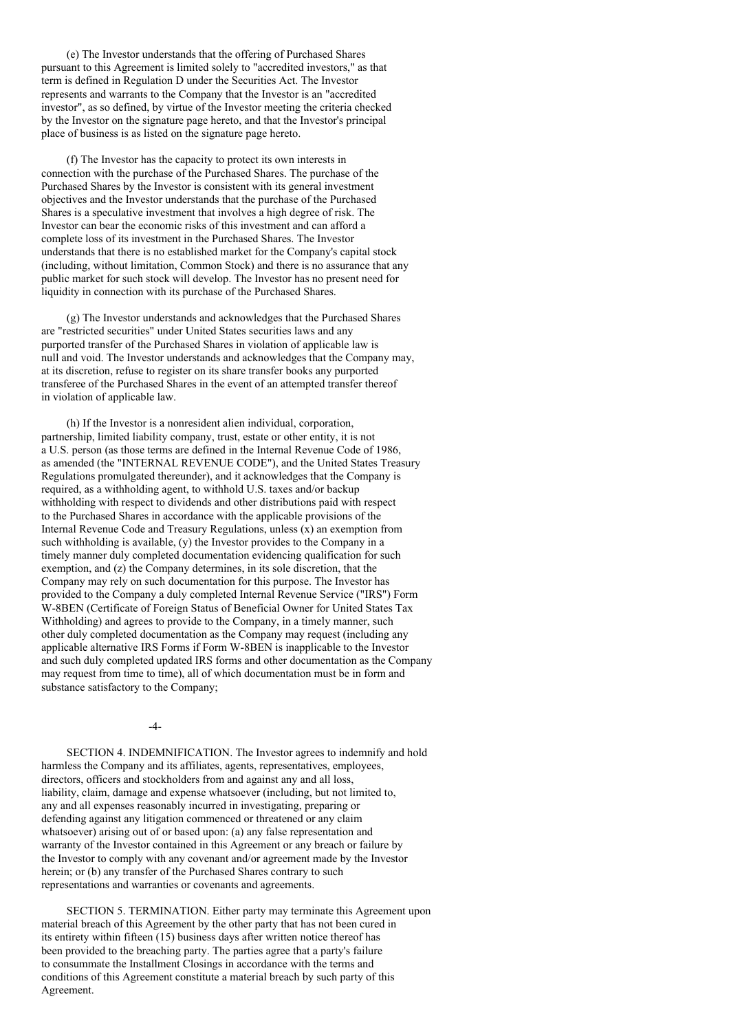(e) The Investor understands that the offering of Purchased Shares pursuant to this Agreement is limited solely to "accredited investors," as that term is defined in Regulation D under the Securities Act. The Investor represents and warrants to the Company that the Investor is an "accredited investor", as so defined, by virtue of the Investor meeting the criteria checked by the Investor on the signature page hereto, and that the Investor's principal place of business is as listed on the signature page hereto.

(f) The Investor has the capacity to protect its own interests in connection with the purchase of the Purchased Shares. The purchase of the Purchased Shares by the Investor is consistent with its general investment objectives and the Investor understands that the purchase of the Purchased Shares is a speculative investment that involves a high degree of risk. The Investor can bear the economic risks of this investment and can afford a complete loss of its investment in the Purchased Shares. The Investor understands that there is no established market for the Company's capital stock (including, without limitation, Common Stock) and there is no assurance that any public market for such stock will develop. The Investor has no present need for liquidity in connection with its purchase of the Purchased Shares.

(g) The Investor understands and acknowledges that the Purchased Shares are "restricted securities" under United States securities laws and any purported transfer of the Purchased Shares in violation of applicable law is null and void. The Investor understands and acknowledges that the Company may, at its discretion, refuse to register on its share transfer books any purported transferee of the Purchased Shares in the event of an attempted transfer thereof in violation of applicable law.

(h) If the Investor is a nonresident alien individual, corporation, partnership, limited liability company, trust, estate or other entity, it is not a U.S. person (as those terms are defined in the Internal Revenue Code of 1986, as amended (the "INTERNAL REVENUE CODE"), and the United States Treasury Regulations promulgated thereunder), and it acknowledges that the Company is required, as a withholding agent, to withhold U.S. taxes and/or backup withholding with respect to dividends and other distributions paid with respect to the Purchased Shares in accordance with the applicable provisions of the Internal Revenue Code and Treasury Regulations, unless (x) an exemption from such withholding is available, (y) the Investor provides to the Company in a timely manner duly completed documentation evidencing qualification for such exemption, and (z) the Company determines, in its sole discretion, that the Company may rely on such documentation for this purpose. The Investor has provided to the Company a duly completed Internal Revenue Service ("IRS") Form W-8BEN (Certificate of Foreign Status of Beneficial Owner for United States Tax Withholding) and agrees to provide to the Company, in a timely manner, such other duly completed documentation as the Company may request (including any applicable alternative IRS Forms if Form W-8BEN is inapplicable to the Investor and such duly completed updated IRS forms and other documentation as the Company may request from time to time), all of which documentation must be in form and substance satisfactory to the Company;

SECTION 4. INDEMNIFICATION. The Investor agrees to indemnify and hold harmless the Company and its affiliates, agents, representatives, employees, directors, officers and stockholders from and against any and all loss, liability, claim, damage and expense whatsoever (including, but not limited to, any and all expenses reasonably incurred in investigating, preparing or defending against any litigation commenced or threatened or any claim whatsoever) arising out of or based upon: (a) any false representation and warranty of the Investor contained in this Agreement or any breach or failure by the Investor to comply with any covenant and/or agreement made by the Investor herein; or (b) any transfer of the Purchased Shares contrary to such representations and warranties or covenants and agreements.

SECTION 5. TERMINATION. Either party may terminate this Agreement upon material breach of this Agreement by the other party that has not been cured in its entirety within fifteen (15) business days after written notice thereof has been provided to the breaching party. The parties agree that a party's failure to consummate the Installment Closings in accordance with the terms and conditions of this Agreement constitute a material breach by such party of this Agreement.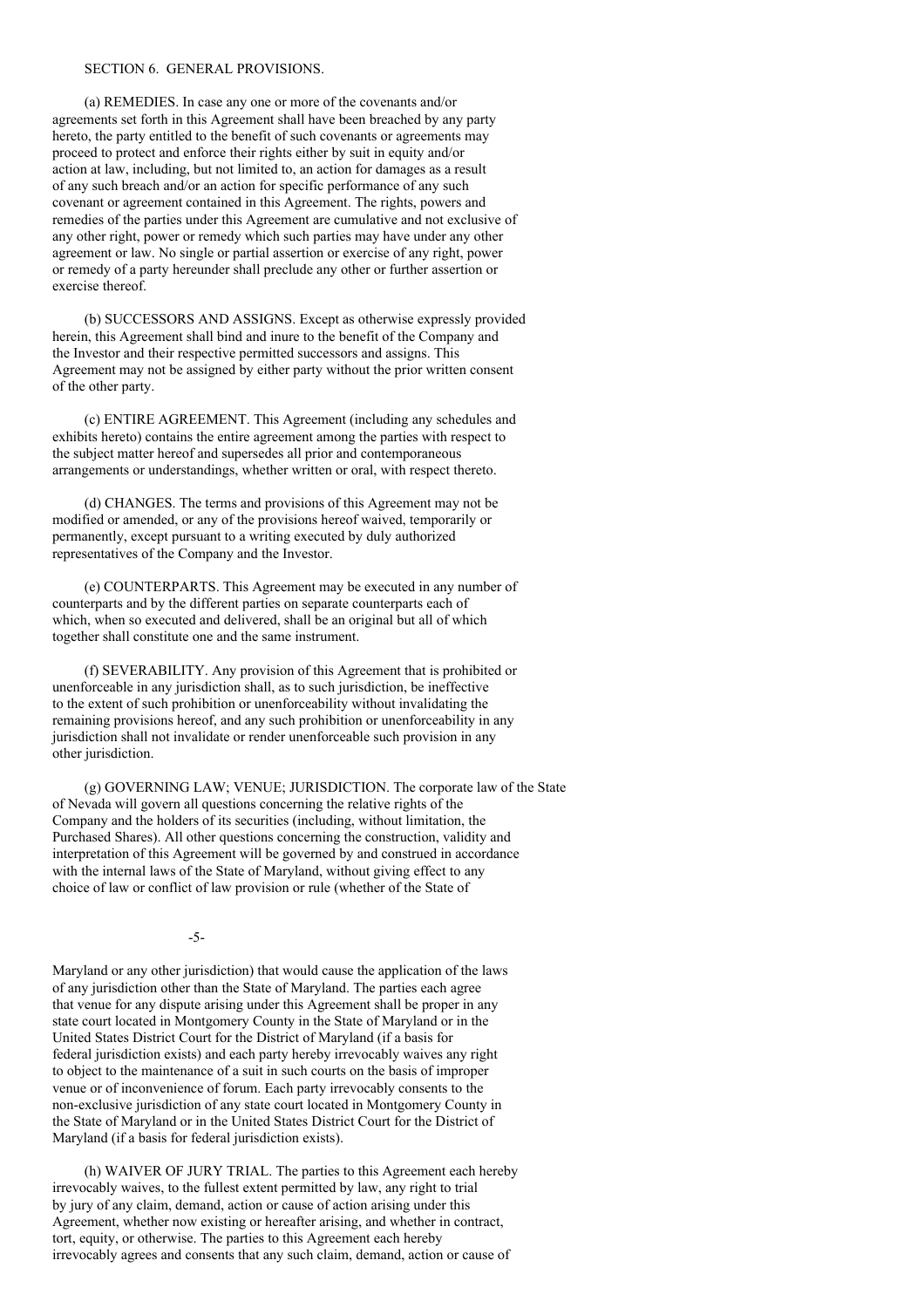SECTION 6. GENERAL PROVISIONS.

(a) REMEDIES. In case any one or more of the covenants and/or agreements set forth in this Agreement shall have been breached by any party hereto, the party entitled to the benefit of such covenants or agreements may proceed to protect and enforce their rights either by suit in equity and/or action at law, including, but not limited to, an action for damages as a result of any such breach and/or an action for specific performance of any such covenant or agreement contained in this Agreement. The rights, powers and remedies of the parties under this Agreement are cumulative and not exclusive of any other right, power or remedy which such parties may have under any other agreement or law. No single or partial assertion or exercise of any right, power or remedy of a party hereunder shall preclude any other or further assertion or exercise thereof.

(b) SUCCESSORS AND ASSIGNS. Except as otherwise expressly provided herein, this Agreement shall bind and inure to the benefit of the Company and the Investor and their respective permitted successors and assigns. This Agreement may not be assigned by either party without the prior written consent of the other party.

(c) ENTIRE AGREEMENT. This Agreement (including any schedules and exhibits hereto) contains the entire agreement among the parties with respect to the subject matter hereof and supersedes all prior and contemporaneous arrangements or understandings, whether written or oral, with respect thereto.

(d) CHANGES. The terms and provisions of this Agreement may not be modified or amended, or any of the provisions hereof waived, temporarily or permanently, except pursuant to a writing executed by duly authorized representatives of the Company and the Investor.

(e) COUNTERPARTS. This Agreement may be executed in any number of counterparts and by the different parties on separate counterparts each of which, when so executed and delivered, shall be an original but all of which together shall constitute one and the same instrument.

(f) SEVERABILITY. Any provision of this Agreement that is prohibited or unenforceable in any jurisdiction shall, as to such jurisdiction, be ineffective to the extent of such prohibition or unenforceability without invalidating the remaining provisions hereof, and any such prohibition or unenforceability in any jurisdiction shall not invalidate or render unenforceable such provision in any other jurisdiction.

(g) GOVERNING LAW; VENUE; JURISDICTION. The corporate law of the State of Nevada will govern all questions concerning the relative rights of the Company and the holders of its securities (including, without limitation, the Purchased Shares). All other questions concerning the construction, validity and interpretation of this Agreement will be governed by and construed in accordance with the internal laws of the State of Maryland, without giving effect to any choice of law or conflict of law provision or rule (whether of the State of Maryland or any other jurisdiction) that would cause the application of the laws of any jurisdiction other than the State of Maryland. The parties each agree that venue for any dispute arising under this Agreement shall be proper in any state court located in Montgomery County in the State of Maryland or in the United States District Court for the District of Maryland (if a basis for federal jurisdiction exists) and each party hereby irrevocably waives any right to object to the maintenance of a suit in such courts on the basis of improper venue or of inconvenience of forum. Each party irrevocably consents to the non-exclusive jurisdiction of any state court located in Montgomery County in the State of Maryland or in the United States District Court for the District of Maryland (if a basis for federal jurisdiction exists).

(h) WAIVER OF JURY TRIAL. The parties to this Agreement each hereby irrevocably waives, to the fullest extent permitted by law, any right to trial by jury of any claim, demand, action or cause of action arising under this Agreement, whether now existing or hereafter arising, and whether in contract, tort, equity, or otherwise. The parties to this Agreement each hereby irrevocably agrees and consents that any such claim, demand, action or cause of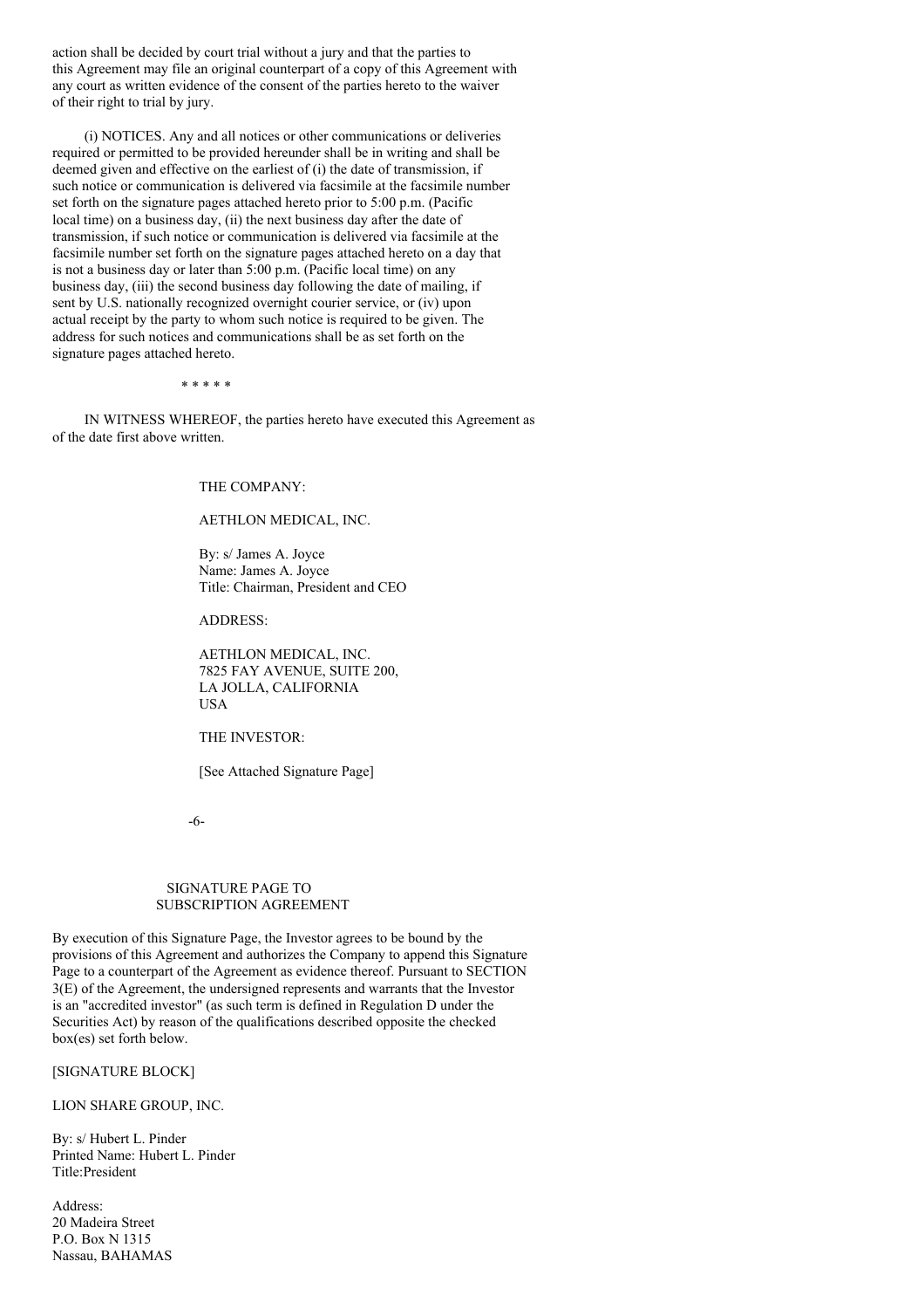action shall be decided by court trial without a jury and that the parties to this Agreement may file an original counterpart of a copy of this Agreement with any court as written evidence of the consent of the parties hereto to the waiver of their right to trial by jury.

(i) NOTICES. Any and all notices or other communications or deliveries required or permitted to be provided hereunder shall be in writing and shall be deemed given and effective on the earliest of (i) the date of transmission, if such notice or communication is delivered via facsimile at the facsimile number set forth on the signature pages attached hereto prior to 5:00 p.m. (Pacific local time) on a business day, (ii) the next business day after the date of transmission, if such notice or communication is delivered via facsimile at the facsimile number set forth on the signature pages attached hereto on a day that is not a business day or later than 5:00 p.m. (Pacific local time) on any business day, (iii) the second business day following the date of mailing, if sent by U.S. nationally recognized overnight courier service, or (iv) upon actual receipt by the party to whom such notice is required to be given. The address for such notices and communications shall be as set forth on the signature pages attached hereto.

\* \* \* \* \*

IN WITNESS WHEREOF, the parties hereto have executed this Agreement as of the date first above written.

THE COMPANY:

AETHLON MEDICAL, INC.

By: s/ James A. Joyce
Name: James A. Joyce
Title: Chairman, President and CEO

ADDRESS:

AETHLON MEDICAL, INC.
7825 FAY AVENUE, SUITE 200,
LA JOLLA, CALIFORNIA
USA

THE INVESTOR:

[See Attached Signature Page]

SIGNATURE PAGE TO
SUBSCRIPTION AGREEMENT

By execution of this Signature Page, the Investor agrees to be bound by the provisions of this Agreement and authorizes the Company to append this Signature Page to a counterpart of the Agreement as evidence thereof. Pursuant to SECTION 3(E) of the Agreement, the undersigned represents and warrants that the Investor is an "accredited investor" (as such term is defined in Regulation D under the Securities Act) by reason of the qualifications described opposite the checked box(es) set forth below.

[SIGNATURE BLOCK]

LION SHARE GROUP, INC.

By: s/ Hubert L. Pinder
Printed Name: Hubert L. Pinder
Title:President

Address:
20 Madeira Street
P.O. Box N 1315
Nassau, BAHAMAS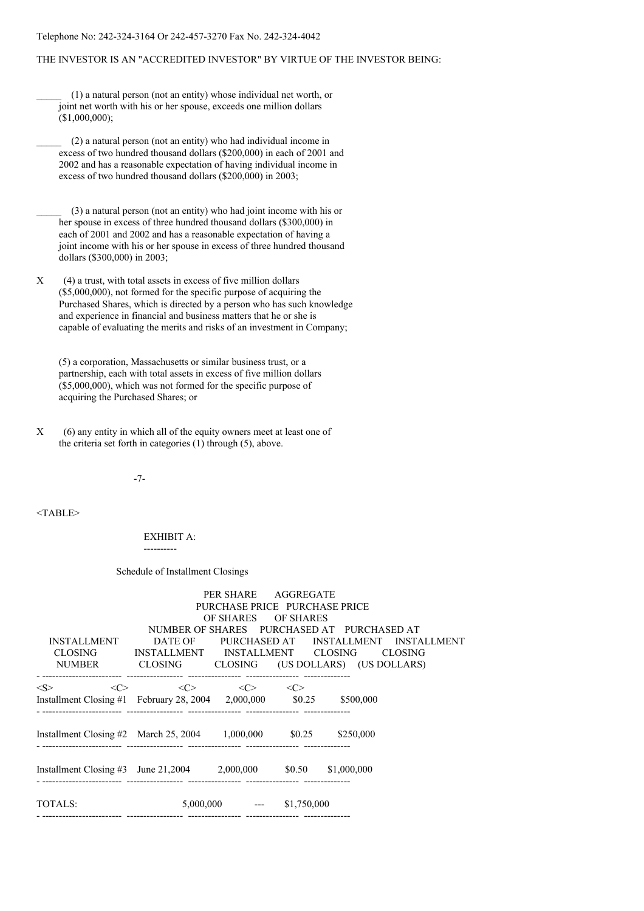Telephone No: 242-324-3164 Or 242-457-3270 Fax No. 242-324-4042

THE INVESTOR IS AN "ACCREDITED INVESTOR" BY VIRTUE OF THE INVESTOR BEING:

_____ (1) a natural person (not an entity) whose individual net worth, or joint net worth with his or her spouse, exceeds one million dollars ($1,000,000);

_____ (2) a natural person (not an entity) who had individual income in excess of two hundred thousand dollars ($200,000) in each of 2001 and 2002 and has a reasonable expectation of having individual income in excess of two hundred thousand dollars ($200,000) in 2003;

_____ (3) a natural person (not an entity) who had joint income with his or her spouse in excess of three hundred thousand dollars ($300,000) in each of 2001 and 2002 and has a reasonable expectation of having a joint income with his or her spouse in excess of three hundred thousand dollars ($300,000) in 2003;

X (4) a trust, with total assets in excess of five million dollars ($5,000,000), not formed for the specific purpose of acquiring the Purchased Shares, which is directed by a person who has such knowledge and experience in financial and business matters that he or she is capable of evaluating the merits and risks of an investment in Company;

(5) a corporation, Massachusetts or similar business trust, or a partnership, each with total assets in excess of five million dollars ($5,000,000), which was not formed for the specific purpose of acquiring the Purchased Shares; or

X (6) any entity in which all of the equity owners meet at least one of the criteria set forth in categories (1) through (5), above.

## EXHIBIT A:

Schedule of Installment Closings

| INSTALLMENT CLOSING NUMBER | DATE OF INSTALLMENT CLOSING | NUMBER OF SHARES PURCHASED AT INSTALLMENT CLOSING | PER SHARE PURCHASE PRICE OF SHARES PURCHASED AT INSTALLMENT CLOSING (US DOLLARS) | AGGREGATE PURCHASE PRICE OF SHARES PURCHASED AT INSTALLMENT CLOSING (US DOLLARS) |
|---|---|---|---|---|
| Installment Closing #1 | February 28, 2004 | 2,000,000 | $0.25 | $500,000 |
| Installment Closing #2 | March 25, 2004 | 1,000,000 | $0.25 | $250,000 |
| Installment Closing #3 | June 21,2004 | 2,000,000 | $0.50 | $1,000,000 |
| TOTALS: | | 5,000,000 | --- | $1,750,000 |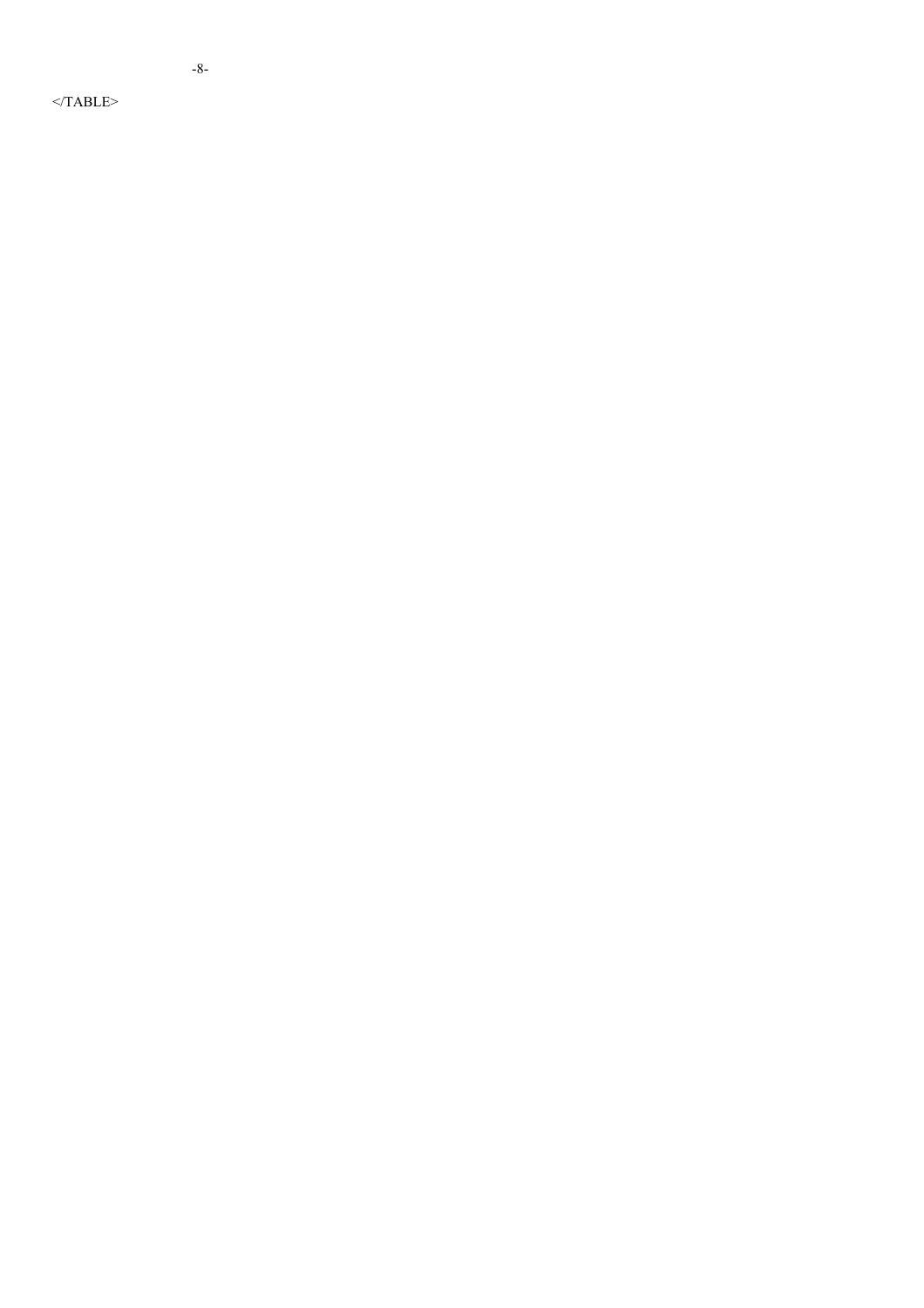</TABLE>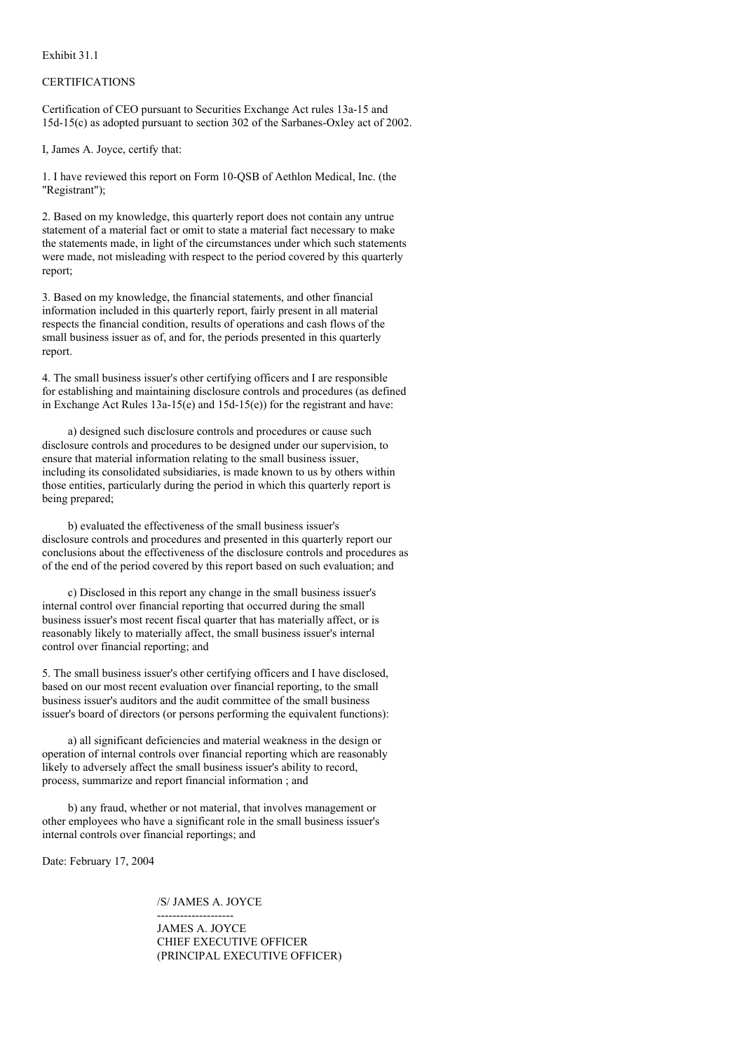Exhibit 31.1

CERTIFICATIONS

Certification of CEO pursuant to Securities Exchange Act rules 13a-15 and 15d-15(c) as adopted pursuant to section 302 of the Sarbanes-Oxley act of 2002.

I, James A. Joyce, certify that:

1. I have reviewed this report on Form 10-QSB of Aethlon Medical, Inc. (the "Registrant");

2. Based on my knowledge, this quarterly report does not contain any untrue statement of a material fact or omit to state a material fact necessary to make the statements made, in light of the circumstances under which such statements were made, not misleading with respect to the period covered by this quarterly report;

3. Based on my knowledge, the financial statements, and other financial information included in this quarterly report, fairly present in all material respects the financial condition, results of operations and cash flows of the small business issuer as of, and for, the periods presented in this quarterly report.

4. The small business issuer's other certifying officers and I are responsible for establishing and maintaining disclosure controls and procedures (as defined in Exchange Act Rules 13a-15(e) and 15d-15(e)) for the registrant and have:

a) designed such disclosure controls and procedures or cause such disclosure controls and procedures to be designed under our supervision, to ensure that material information relating to the small business issuer, including its consolidated subsidiaries, is made known to us by others within those entities, particularly during the period in which this quarterly report is being prepared;

b) evaluated the effectiveness of the small business issuer's disclosure controls and procedures and presented in this quarterly report our conclusions about the effectiveness of the disclosure controls and procedures as of the end of the period covered by this report based on such evaluation; and

c) Disclosed in this report any change in the small business issuer's internal control over financial reporting that occurred during the small business issuer's most recent fiscal quarter that has materially affect, or is reasonably likely to materially affect, the small business issuer's internal control over financial reporting; and

5. The small business issuer's other certifying officers and I have disclosed, based on our most recent evaluation over financial reporting, to the small business issuer's auditors and the audit committee of the small business issuer's board of directors (or persons performing the equivalent functions):

a) all significant deficiencies and material weakness in the design or operation of internal controls over financial reporting which are reasonably likely to adversely affect the small business issuer's ability to record, process, summarize and report financial information ; and

b) any fraud, whether or not material, that involves management or other employees who have a significant role in the small business issuer's internal controls over financial reportings; and

Date: February 17, 2004

/S/ JAMES A. JOYCE

--------------------

JAMES A. JOYCE
CHIEF EXECUTIVE OFFICER
(PRINCIPAL EXECUTIVE OFFICER)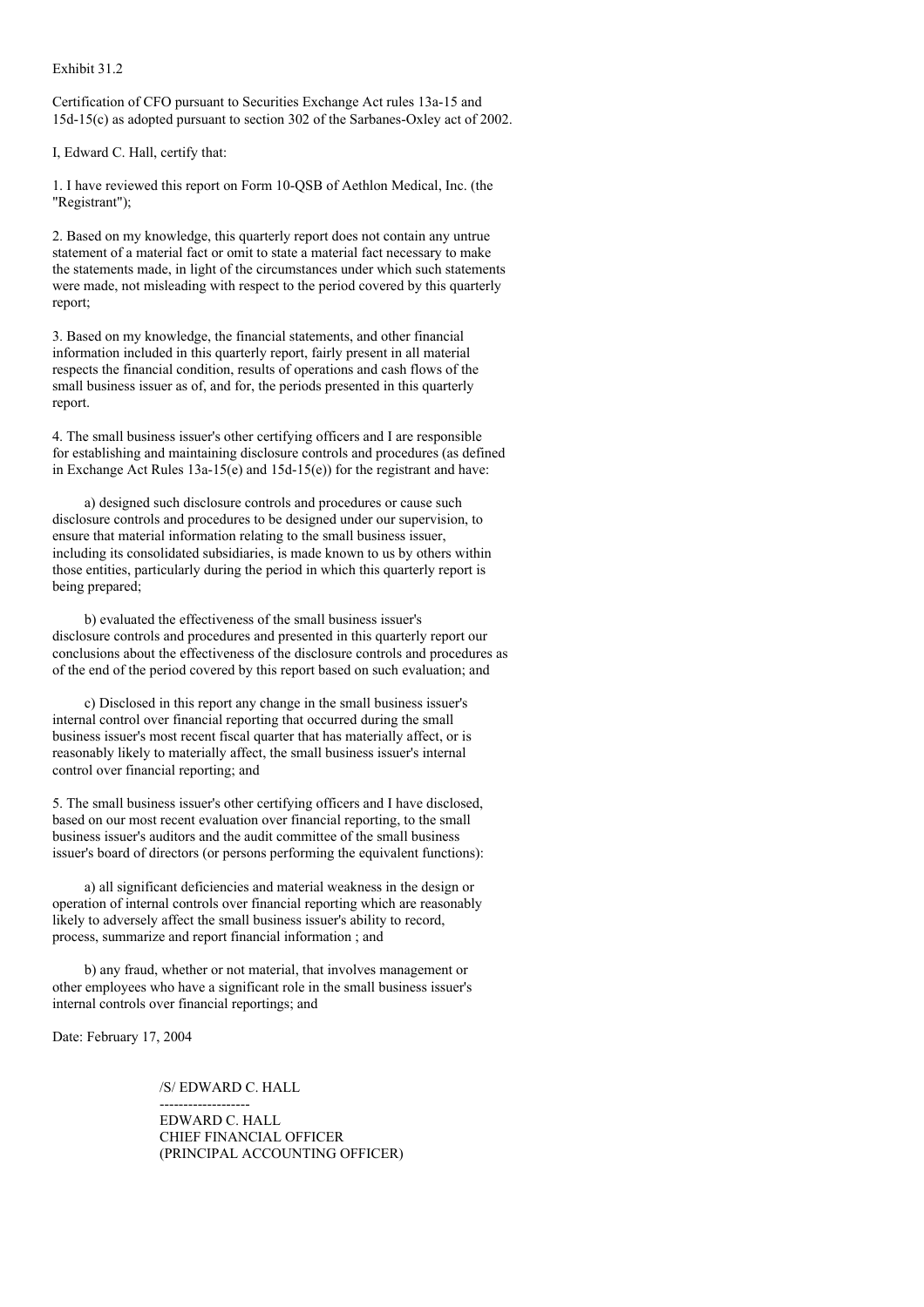Exhibit 31.2

Certification of CFO pursuant to Securities Exchange Act rules 13a-15 and 15d-15(c) as adopted pursuant to section 302 of the Sarbanes-Oxley act of 2002.

I, Edward C. Hall, certify that:

1. I have reviewed this report on Form 10-QSB of Aethlon Medical, Inc. (the "Registrant");

2. Based on my knowledge, this quarterly report does not contain any untrue statement of a material fact or omit to state a material fact necessary to make the statements made, in light of the circumstances under which such statements were made, not misleading with respect to the period covered by this quarterly report;

3. Based on my knowledge, the financial statements, and other financial information included in this quarterly report, fairly present in all material respects the financial condition, results of operations and cash flows of the small business issuer as of, and for, the periods presented in this quarterly report.

4. The small business issuer's other certifying officers and I are responsible for establishing and maintaining disclosure controls and procedures (as defined in Exchange Act Rules 13a-15(e) and 15d-15(e)) for the registrant and have:

a) designed such disclosure controls and procedures or cause such disclosure controls and procedures to be designed under our supervision, to ensure that material information relating to the small business issuer, including its consolidated subsidiaries, is made known to us by others within those entities, particularly during the period in which this quarterly report is being prepared;

b) evaluated the effectiveness of the small business issuer's disclosure controls and procedures and presented in this quarterly report our conclusions about the effectiveness of the disclosure controls and procedures as of the end of the period covered by this report based on such evaluation; and

c) Disclosed in this report any change in the small business issuer's internal control over financial reporting that occurred during the small business issuer's most recent fiscal quarter that has materially affect, or is reasonably likely to materially affect, the small business issuer's internal control over financial reporting; and

5. The small business issuer's other certifying officers and I have disclosed, based on our most recent evaluation over financial reporting, to the small business issuer's auditors and the audit committee of the small business issuer's board of directors (or persons performing the equivalent functions):

a) all significant deficiencies and material weakness in the design or operation of internal controls over financial reporting which are reasonably likely to adversely affect the small business issuer's ability to record, process, summarize and report financial information ; and

b) any fraud, whether or not material, that involves management or other employees who have a significant role in the small business issuer's internal controls over financial reportings; and

Date: February 17, 2004

/S/ EDWARD C. HALL

-------------------

EDWARD C. HALL
CHIEF FINANCIAL OFFICER
(PRINCIPAL ACCOUNTING OFFICER)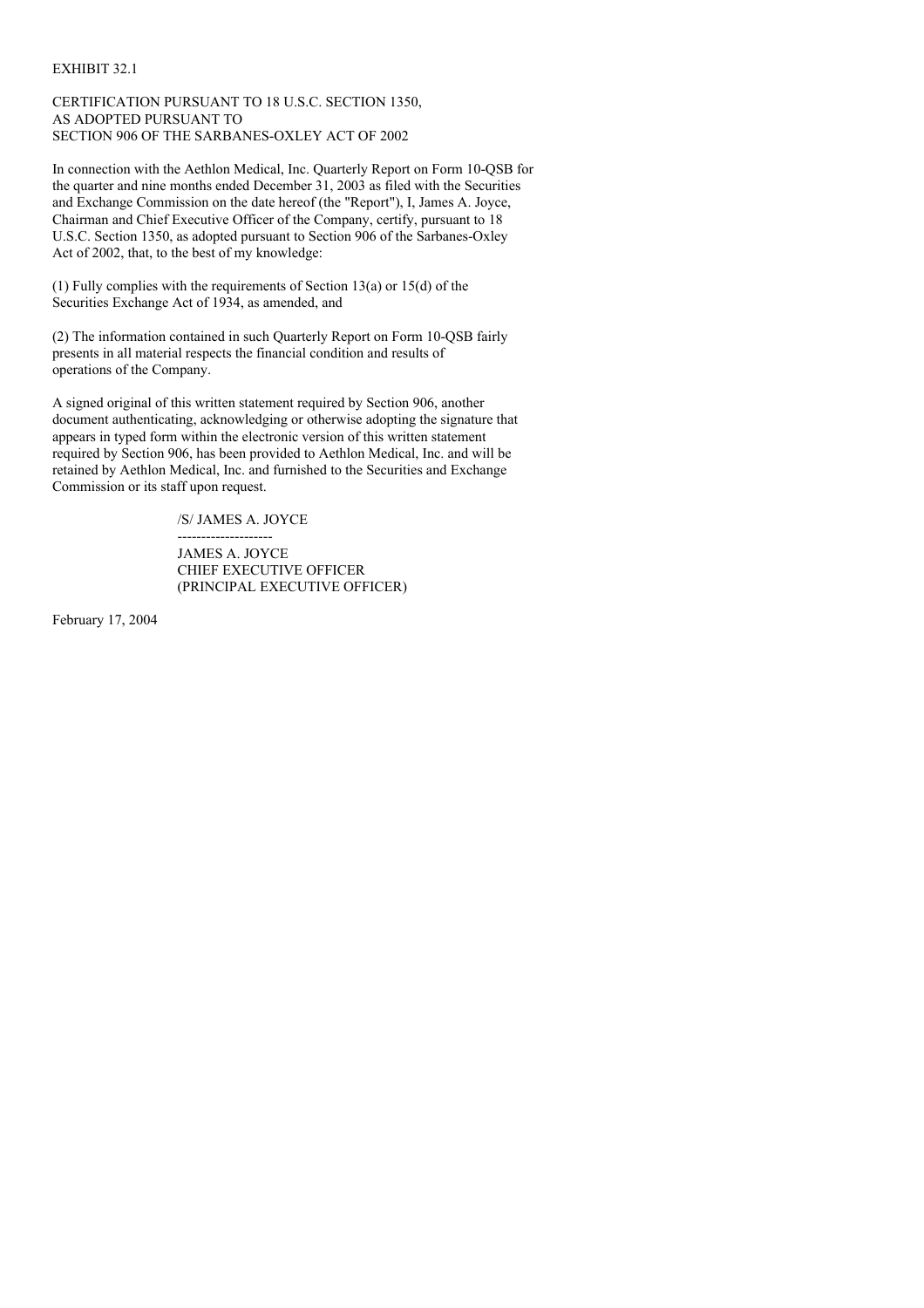EXHIBIT 32.1

CERTIFICATION PURSUANT TO 18 U.S.C. SECTION 1350,
AS ADOPTED PURSUANT TO
SECTION 906 OF THE SARBANES-OXLEY ACT OF 2002

In connection with the Aethlon Medical, Inc. Quarterly Report on Form 10-QSB for the quarter and nine months ended December 31, 2003 as filed with the Securities and Exchange Commission on the date hereof (the "Report"), I, James A. Joyce, Chairman and Chief Executive Officer of the Company, certify, pursuant to 18 U.S.C. Section 1350, as adopted pursuant to Section 906 of the Sarbanes-Oxley Act of 2002, that, to the best of my knowledge:

(1) Fully complies with the requirements of Section 13(a) or 15(d) of the Securities Exchange Act of 1934, as amended, and

(2) The information contained in such Quarterly Report on Form 10-QSB fairly presents in all material respects the financial condition and results of operations of the Company.

A signed original of this written statement required by Section 906, another document authenticating, acknowledging or otherwise adopting the signature that appears in typed form within the electronic version of this written statement required by Section 906, has been provided to Aethlon Medical, Inc. and will be retained by Aethlon Medical, Inc. and furnished to the Securities and Exchange Commission or its staff upon request.

/S/ JAMES A. JOYCE

--------------------

JAMES A. JOYCE
CHIEF EXECUTIVE OFFICER
(PRINCIPAL EXECUTIVE OFFICER)

February 17, 2004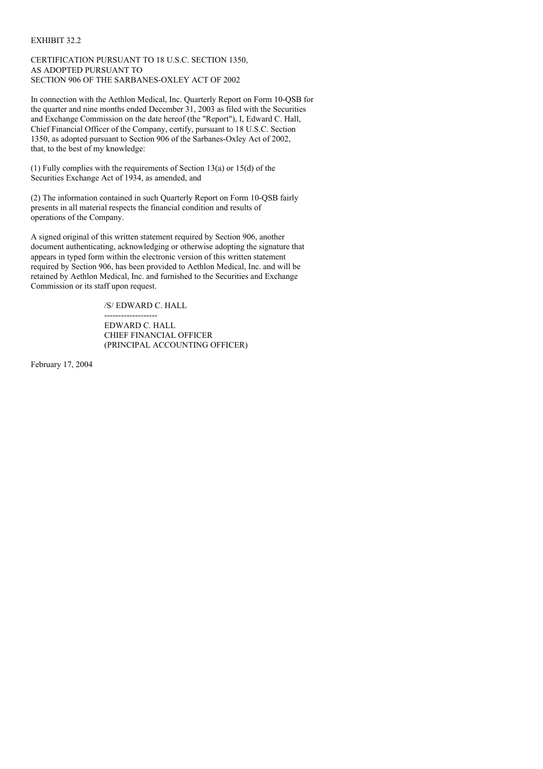EXHIBIT 32.2

CERTIFICATION PURSUANT TO 18 U.S.C. SECTION 1350,
AS ADOPTED PURSUANT TO
SECTION 906 OF THE SARBANES-OXLEY ACT OF 2002

In connection with the Aethlon Medical, Inc. Quarterly Report on Form 10-QSB for the quarter and nine months ended December 31, 2003 as filed with the Securities and Exchange Commission on the date hereof (the "Report"), I, Edward C. Hall, Chief Financial Officer of the Company, certify, pursuant to 18 U.S.C. Section 1350, as adopted pursuant to Section 906 of the Sarbanes-Oxley Act of 2002, that, to the best of my knowledge:

(1) Fully complies with the requirements of Section 13(a) or 15(d) of the Securities Exchange Act of 1934, as amended, and

(2) The information contained in such Quarterly Report on Form 10-QSB fairly presents in all material respects the financial condition and results of operations of the Company.

A signed original of this written statement required by Section 906, another document authenticating, acknowledging or otherwise adopting the signature that appears in typed form within the electronic version of this written statement required by Section 906, has been provided to Aethlon Medical, Inc. and will be retained by Aethlon Medical, Inc. and furnished to the Securities and Exchange Commission or its staff upon request.

/S/ EDWARD C. HALL

-------------------

EDWARD C. HALL
CHIEF FINANCIAL OFFICER
(PRINCIPAL ACCOUNTING OFFICER)

February 17, 2004